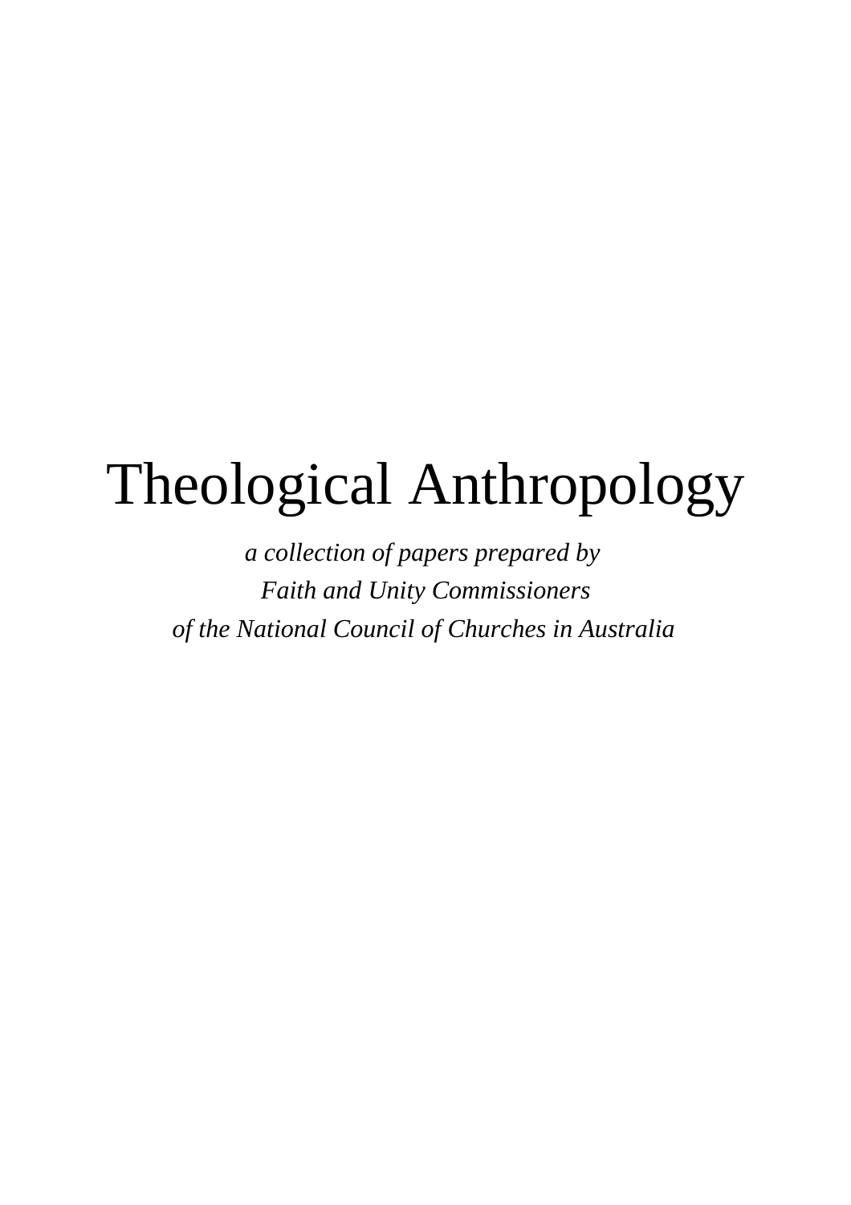# Theological Anthropology

*a collection of papers prepared by*
*Faith and Unity Commissioners*
*of the National Council of Churches in Australia*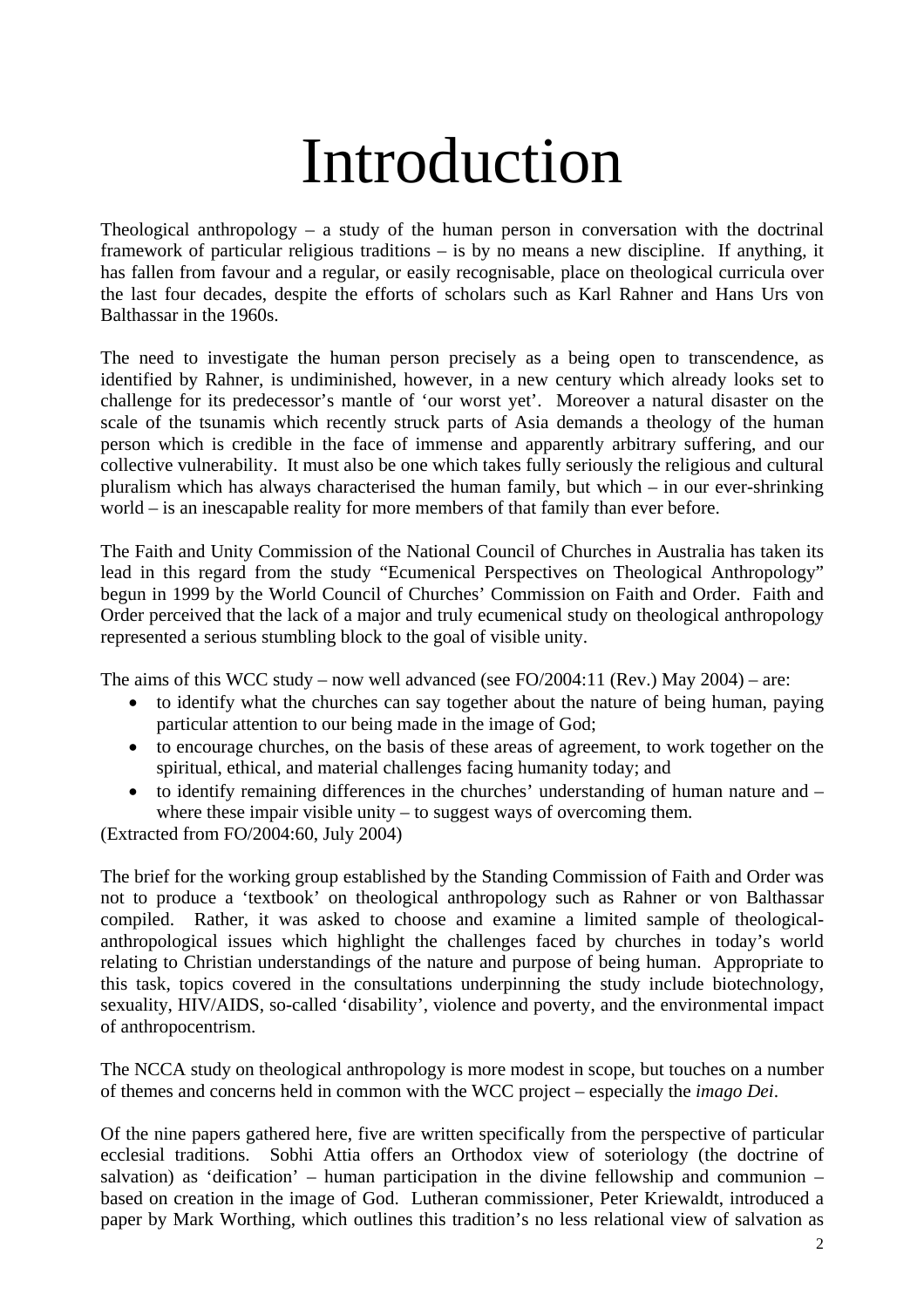# Introduction

Theological anthropology – a study of the human person in conversation with the doctrinal framework of particular religious traditions – is by no means a new discipline. If anything, it has fallen from favour and a regular, or easily recognisable, place on theological curricula over the last four decades, despite the efforts of scholars such as Karl Rahner and Hans Urs von Balthassar in the 1960s.

The need to investigate the human person precisely as a being open to transcendence, as identified by Rahner, is undiminished, however, in a new century which already looks set to challenge for its predecessor's mantle of 'our worst yet'. Moreover a natural disaster on the scale of the tsunamis which recently struck parts of Asia demands a theology of the human person which is credible in the face of immense and apparently arbitrary suffering, and our collective vulnerability. It must also be one which takes fully seriously the religious and cultural pluralism which has always characterised the human family, but which – in our ever-shrinking world – is an inescapable reality for more members of that family than ever before.

The Faith and Unity Commission of the National Council of Churches in Australia has taken its lead in this regard from the study "Ecumenical Perspectives on Theological Anthropology" begun in 1999 by the World Council of Churches' Commission on Faith and Order. Faith and Order perceived that the lack of a major and truly ecumenical study on theological anthropology represented a serious stumbling block to the goal of visible unity.

The aims of this WCC study – now well advanced (see FO/2004:11 (Rev.) May 2004) – are:

- to identify what the churches can say together about the nature of being human, paying particular attention to our being made in the image of God;
- to encourage churches, on the basis of these areas of agreement, to work together on the spiritual, ethical, and material challenges facing humanity today; and
- to identify remaining differences in the churches' understanding of human nature and – where these impair visible unity – to suggest ways of overcoming them.

(Extracted from FO/2004:60, July 2004)

The brief for the working group established by the Standing Commission of Faith and Order was not to produce a 'textbook' on theological anthropology such as Rahner or von Balthassar compiled. Rather, it was asked to choose and examine a limited sample of theological-anthropological issues which highlight the challenges faced by churches in today's world relating to Christian understandings of the nature and purpose of being human. Appropriate to this task, topics covered in the consultations underpinning the study include biotechnology, sexuality, HIV/AIDS, so-called 'disability', violence and poverty, and the environmental impact of anthropocentrism.

The NCCA study on theological anthropology is more modest in scope, but touches on a number of themes and concerns held in common with the WCC project – especially the *imago Dei*.

Of the nine papers gathered here, five are written specifically from the perspective of particular ecclesial traditions. Sobhi Attia offers an Orthodox view of soteriology (the doctrine of salvation) as 'deification' – human participation in the divine fellowship and communion – based on creation in the image of God. Lutheran commissioner, Peter Kriewaldt, introduced a paper by Mark Worthing, which outlines this tradition's no less relational view of salvation as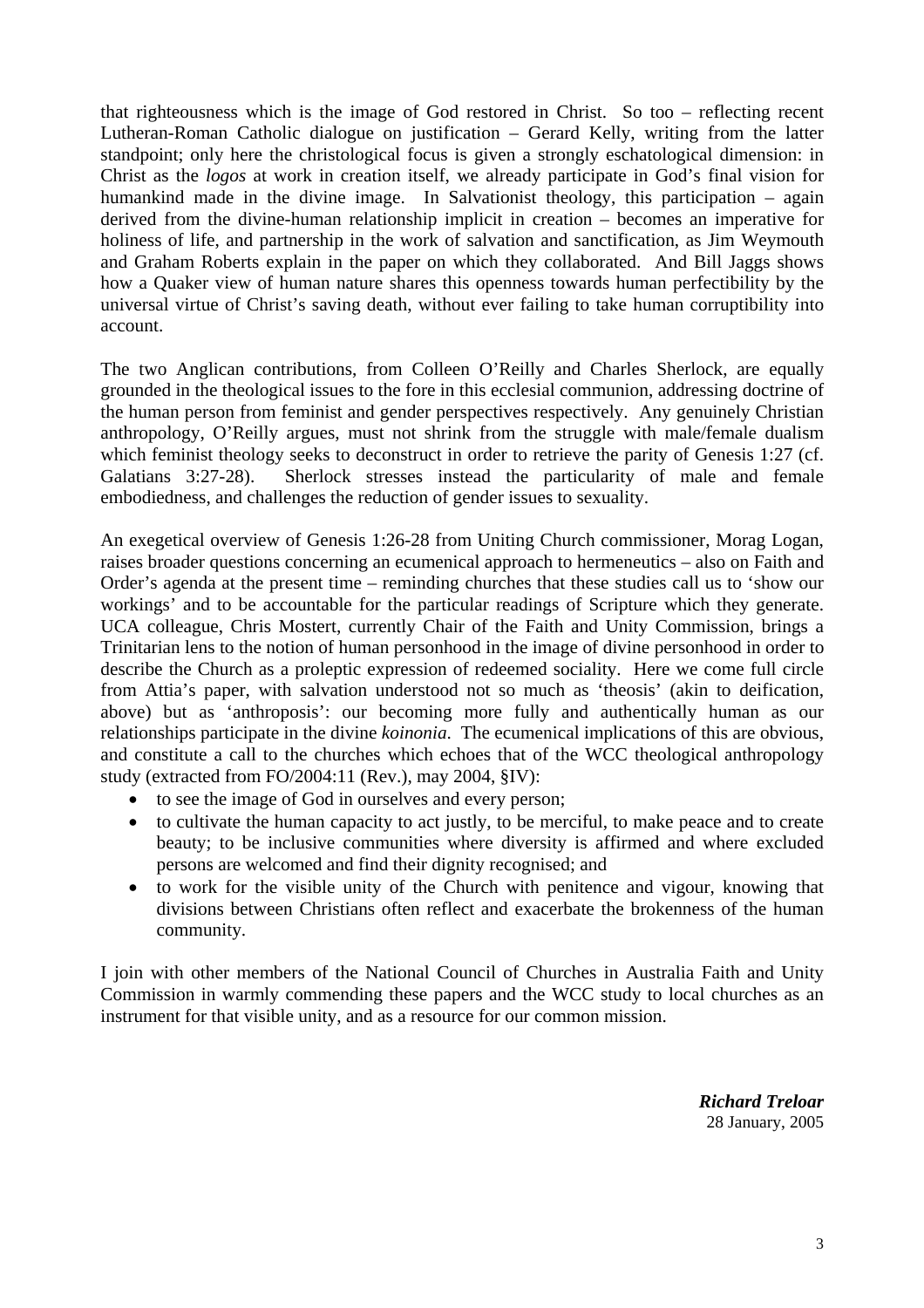that righteousness which is the image of God restored in Christ. So too – reflecting recent Lutheran-Roman Catholic dialogue on justification – Gerard Kelly, writing from the latter standpoint; only here the christological focus is given a strongly eschatological dimension: in Christ as the *logos* at work in creation itself, we already participate in God's final vision for humankind made in the divine image. In Salvationist theology, this participation – again derived from the divine-human relationship implicit in creation – becomes an imperative for holiness of life, and partnership in the work of salvation and sanctification, as Jim Weymouth and Graham Roberts explain in the paper on which they collaborated. And Bill Jaggs shows how a Quaker view of human nature shares this openness towards human perfectibility by the universal virtue of Christ's saving death, without ever failing to take human corruptibility into account.

The two Anglican contributions, from Colleen O'Reilly and Charles Sherlock, are equally grounded in the theological issues to the fore in this ecclesial communion, addressing doctrine of the human person from feminist and gender perspectives respectively. Any genuinely Christian anthropology, O'Reilly argues, must not shrink from the struggle with male/female dualism which feminist theology seeks to deconstruct in order to retrieve the parity of Genesis 1:27 (cf. Galatians 3:27-28). Sherlock stresses instead the particularity of male and female embodiedness, and challenges the reduction of gender issues to sexuality.

An exegetical overview of Genesis 1:26-28 from Uniting Church commissioner, Morag Logan, raises broader questions concerning an ecumenical approach to hermeneutics – also on Faith and Order's agenda at the present time – reminding churches that these studies call us to 'show our workings' and to be accountable for the particular readings of Scripture which they generate. UCA colleague, Chris Mostert, currently Chair of the Faith and Unity Commission, brings a Trinitarian lens to the notion of human personhood in the image of divine personhood in order to describe the Church as a proleptic expression of redeemed sociality. Here we come full circle from Attia's paper, with salvation understood not so much as 'theosis' (akin to deification, above) but as 'anthroposis': our becoming more fully and authentically human as our relationships participate in the divine *koinonia*. The ecumenical implications of this are obvious, and constitute a call to the churches which echoes that of the WCC theological anthropology study (extracted from FO/2004:11 (Rev.), may 2004, §IV):

- to see the image of God in ourselves and every person;
- to cultivate the human capacity to act justly, to be merciful, to make peace and to create beauty; to be inclusive communities where diversity is affirmed and where excluded persons are welcomed and find their dignity recognised; and
- to work for the visible unity of the Church with penitence and vigour, knowing that divisions between Christians often reflect and exacerbate the brokenness of the human community.

I join with other members of the National Council of Churches in Australia Faith and Unity Commission in warmly commending these papers and the WCC study to local churches as an instrument for that visible unity, and as a resource for our common mission.

***Richard Treloar***
28 January, 2005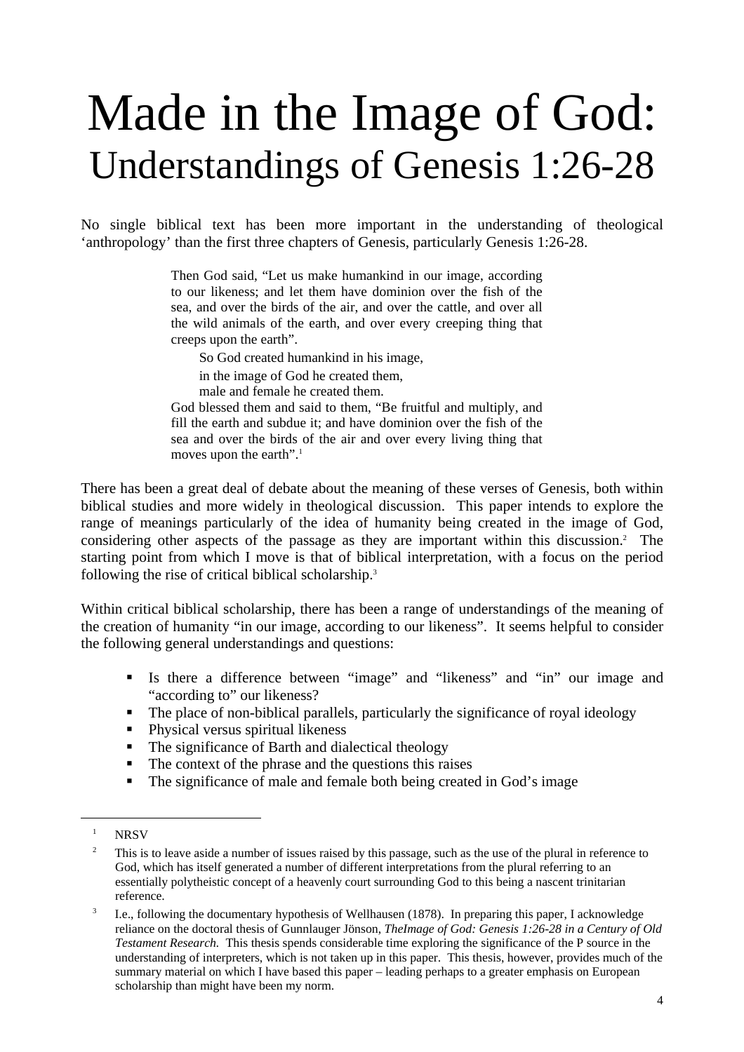# Made in the Image of God: Understandings of Genesis 1:26-28

No single biblical text has been more important in the understanding of theological 'anthropology' than the first three chapters of Genesis, particularly Genesis 1:26-28.

> Then God said, "Let us make humankind in our image, according to our likeness; and let them have dominion over the fish of the sea, and over the birds of the air, and over the cattle, and over all the wild animals of the earth, and over every creeping thing that creeps upon the earth".
>
> So God created humankind in his image,
> in the image of God he created them,
> male and female he created them.
>
> God blessed them and said to them, "Be fruitful and multiply, and fill the earth and subdue it; and have dominion over the fish of the sea and over the birds of the air and over every living thing that moves upon the earth".[1]

There has been a great deal of debate about the meaning of these verses of Genesis, both within biblical studies and more widely in theological discussion. This paper intends to explore the range of meanings particularly of the idea of humanity being created in the image of God, considering other aspects of the passage as they are important within this discussion.[2] The starting point from which I move is that of biblical interpretation, with a focus on the period following the rise of critical biblical scholarship.[3]

Within critical biblical scholarship, there has been a range of understandings of the meaning of the creation of humanity "in our image, according to our likeness". It seems helpful to consider the following general understandings and questions:

- Is there a difference between "image" and "likeness" and "in" our image and "according to" our likeness?
- The place of non-biblical parallels, particularly the significance of royal ideology
- Physical versus spiritual likeness
- The significance of Barth and dialectical theology
- The context of the phrase and the questions this raises
- The significance of male and female both being created in God's image

---

[1] NRSV

[2] This is to leave aside a number of issues raised by this passage, such as the use of the plural in reference to God, which has itself generated a number of different interpretations from the plural referring to an essentially polytheistic concept of a heavenly court surrounding God to this being a nascent trinitarian reference.

[3] I.e., following the documentary hypothesis of Wellhausen (1878). In preparing this paper, I acknowledge reliance on the doctoral thesis of Gunnlauger Jönson, *TheImage of God: Genesis 1:26-28 in a Century of Old Testament Research.* This thesis spends considerable time exploring the significance of the P source in the understanding of interpreters, which is not taken up in this paper. This thesis, however, provides much of the summary material on which I have based this paper – leading perhaps to a greater emphasis on European scholarship than might have been my norm.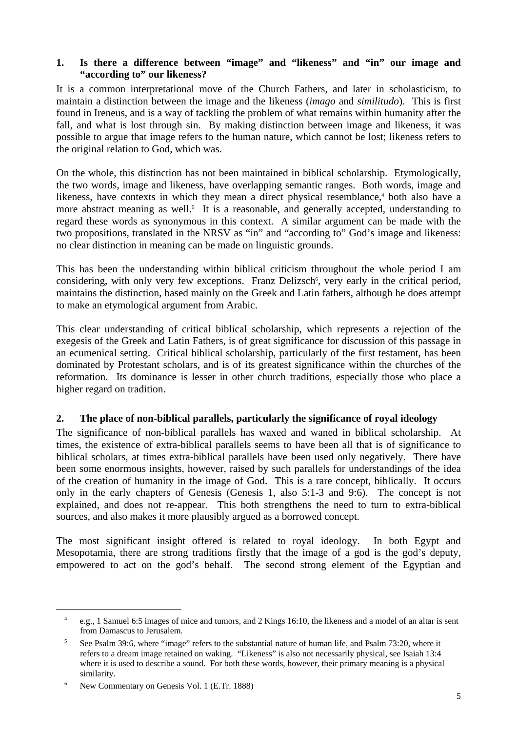## 1. Is there a difference between "image" and "likeness" and "in" our image and "according to" our likeness?

It is a common interpretational move of the Church Fathers, and later in scholasticism, to maintain a distinction between the image and the likeness (*imago* and *similitudo*). This is first found in Ireneus, and is a way of tackling the problem of what remains within humanity after the fall, and what is lost through sin. By making distinction between image and likeness, it was possible to argue that image refers to the human nature, which cannot be lost; likeness refers to the original relation to God, which was.

On the whole, this distinction has not been maintained in biblical scholarship. Etymologically, the two words, image and likeness, have overlapping semantic ranges. Both words, image and likeness, have contexts in which they mean a direct physical resemblance,[4] both also have a more abstract meaning as well.[5] It is a reasonable, and generally accepted, understanding to regard these words as synonymous in this context. A similar argument can be made with the two propositions, translated in the NRSV as "in" and "according to" God's image and likeness: no clear distinction in meaning can be made on linguistic grounds.

This has been the understanding within biblical criticism throughout the whole period I am considering, with only very few exceptions. Franz Delizsch[6], very early in the critical period, maintains the distinction, based mainly on the Greek and Latin fathers, although he does attempt to make an etymological argument from Arabic.

This clear understanding of critical biblical scholarship, which represents a rejection of the exegesis of the Greek and Latin Fathers, is of great significance for discussion of this passage in an ecumenical setting. Critical biblical scholarship, particularly of the first testament, has been dominated by Protestant scholars, and is of its greatest significance within the churches of the reformation. Its dominance is lesser in other church traditions, especially those who place a higher regard on tradition.

## 2. The place of non-biblical parallels, particularly the significance of royal ideology

The significance of non-biblical parallels has waxed and waned in biblical scholarship. At times, the existence of extra-biblical parallels seems to have been all that is of significance to biblical scholars, at times extra-biblical parallels have been used only negatively. There have been some enormous insights, however, raised by such parallels for understandings of the idea of the creation of humanity in the image of God. This is a rare concept, biblically. It occurs only in the early chapters of Genesis (Genesis 1, also 5:1-3 and 9:6). The concept is not explained, and does not re-appear. This both strengthens the need to turn to extra-biblical sources, and also makes it more plausibly argued as a borrowed concept.

The most significant insight offered is related to royal ideology. In both Egypt and Mesopotamia, there are strong traditions firstly that the image of a god is the god's deputy, empowered to act on the god's behalf. The second strong element of the Egyptian and

---

[4] e.g., 1 Samuel 6:5 images of mice and tumors, and 2 Kings 16:10, the likeness and a model of an altar is sent from Damascus to Jerusalem.

[5] See Psalm 39:6, where "image" refers to the substantial nature of human life, and Psalm 73:20, where it refers to a dream image retained on waking. "Likeness" is also not necessarily physical, see Isaiah 13:4 where it is used to describe a sound. For both these words, however, their primary meaning is a physical similarity.

[6] New Commentary on Genesis Vol. 1 (E.Tr. 1888)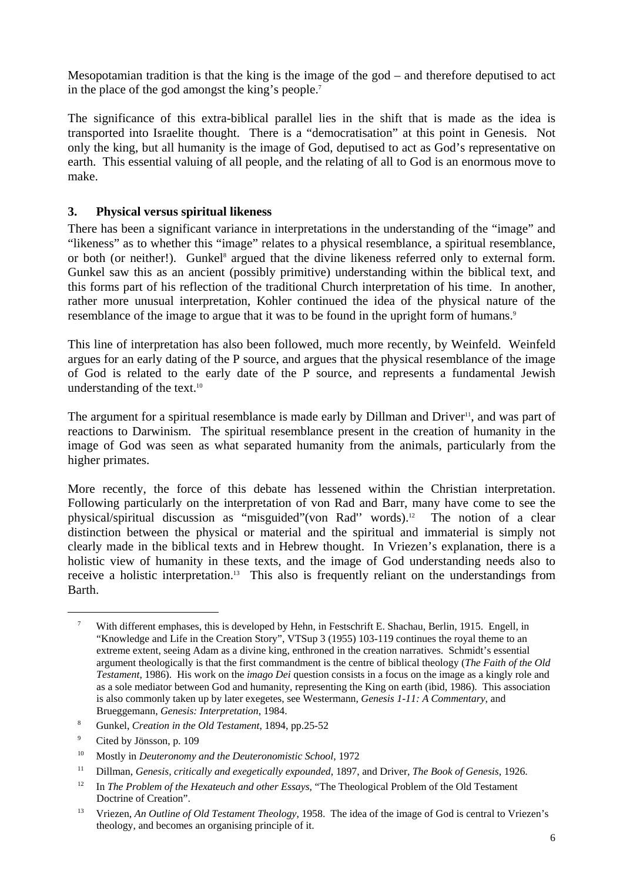Mesopotamian tradition is that the king is the image of the god – and therefore deputised to act in the place of the god amongst the king's people.[7]

The significance of this extra-biblical parallel lies in the shift that is made as the idea is transported into Israelite thought. There is a "democratisation" at this point in Genesis. Not only the king, but all humanity is the image of God, deputised to act as God's representative on earth. This essential valuing of all people, and the relating of all to God is an enormous move to make.

### 3. Physical versus spiritual likeness

There has been a significant variance in interpretations in the understanding of the "image" and "likeness" as to whether this "image" relates to a physical resemblance, a spiritual resemblance, or both (or neither!). Gunkel[8] argued that the divine likeness referred only to external form. Gunkel saw this as an ancient (possibly primitive) understanding within the biblical text, and this forms part of his reflection of the traditional Church interpretation of his time. In another, rather more unusual interpretation, Kohler continued the idea of the physical nature of the resemblance of the image to argue that it was to be found in the upright form of humans.[9]

This line of interpretation has also been followed, much more recently, by Weinfeld. Weinfeld argues for an early dating of the P source, and argues that the physical resemblance of the image of God is related to the early date of the P source, and represents a fundamental Jewish understanding of the text.[10]

The argument for a spiritual resemblance is made early by Dillman and Driver[11], and was part of reactions to Darwinism. The spiritual resemblance present in the creation of humanity in the image of God was seen as what separated humanity from the animals, particularly from the higher primates.

More recently, the force of this debate has lessened within the Christian interpretation. Following particularly on the interpretation of von Rad and Barr, many have come to see the physical/spiritual discussion as "misguided"(von Rad'' words).[12] The notion of a clear distinction between the physical or material and the spiritual and immaterial is simply not clearly made in the biblical texts and in Hebrew thought. In Vriezen's explanation, there is a holistic view of humanity in these texts, and the image of God understanding needs also to receive a holistic interpretation.[13] This also is frequently reliant on the understandings from Barth.

---

[7] With different emphases, this is developed by Hehn, in Festschrift E. Shachau, Berlin, 1915. Engell, in "Knowledge and Life in the Creation Story", VTSup 3 (1955) 103-119 continues the royal theme to an extreme extent, seeing Adam as a divine king, enthroned in the creation narratives. Schmidt's essential argument theologically is that the first commandment is the centre of biblical theology (*The Faith of the Old Testament*, 1986). His work on the *imago Dei* question consists in a focus on the image as a kingly role and as a sole mediator between God and humanity, representing the King on earth (ibid, 1986). This association is also commonly taken up by later exegetes, see Westermann, *Genesis 1-11: A Commentary*, and Brueggemann, *Genesis: Interpretation*, 1984.

[8] Gunkel, *Creation in the Old Testament*, 1894, pp.25-52

[9] Cited by Jönsson, p. 109

[10] Mostly in *Deuteronomy and the Deuteronomistic School*, 1972

[11] Dillman, *Genesis, critically and exegetically expounded*, 1897, and Driver, *The Book of Genesis*, 1926.

[12] In *The Problem of the Hexateuch and other Essays*, "The Theological Problem of the Old Testament Doctrine of Creation".

[13] Vriezen, *An Outline of Old Testament Theology*, 1958. The idea of the image of God is central to Vriezen's theology, and becomes an organising principle of it.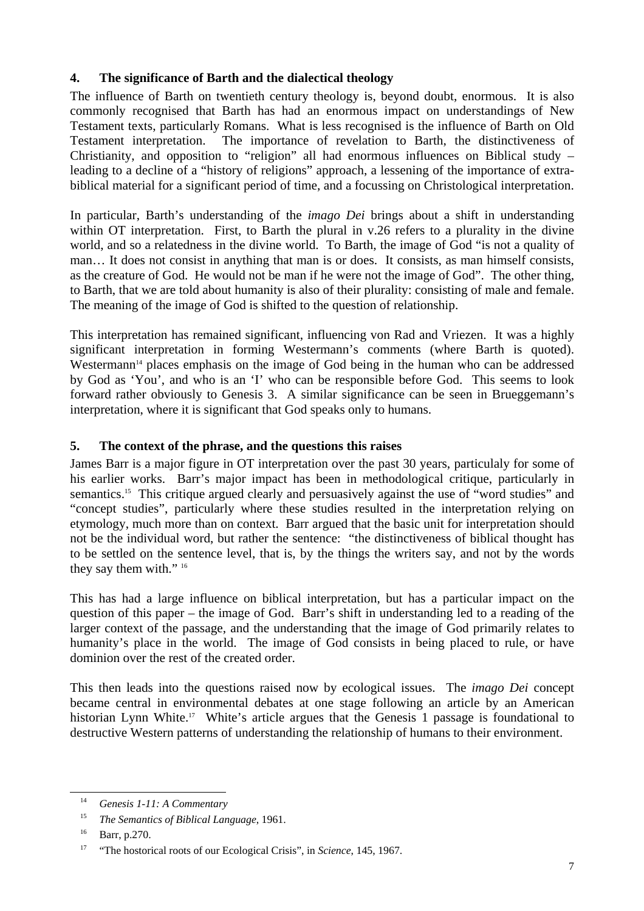## 4. The significance of Barth and the dialectical theology

The influence of Barth on twentieth century theology is, beyond doubt, enormous. It is also commonly recognised that Barth has had an enormous impact on understandings of New Testament texts, particularly Romans. What is less recognised is the influence of Barth on Old Testament interpretation. The importance of revelation to Barth, the distinctiveness of Christianity, and opposition to "religion" all had enormous influences on Biblical study – leading to a decline of a "history of religions" approach, a lessening of the importance of extra-biblical material for a significant period of time, and a focussing on Christological interpretation.

In particular, Barth's understanding of the *imago Dei* brings about a shift in understanding within OT interpretation. First, to Barth the plural in v.26 refers to a plurality in the divine world, and so a relatedness in the divine world. To Barth, the image of God "is not a quality of man… It does not consist in anything that man is or does. It consists, as man himself consists, as the creature of God. He would not be man if he were not the image of God". The other thing, to Barth, that we are told about humanity is also of their plurality: consisting of male and female. The meaning of the image of God is shifted to the question of relationship.

This interpretation has remained significant, influencing von Rad and Vriezen. It was a highly significant interpretation in forming Westermann's comments (where Barth is quoted). Westermann[14] places emphasis on the image of God being in the human who can be addressed by God as 'You', and who is an 'I' who can be responsible before God. This seems to look forward rather obviously to Genesis 3. A similar significance can be seen in Brueggemann's interpretation, where it is significant that God speaks only to humans.

## 5. The context of the phrase, and the questions this raises

James Barr is a major figure in OT interpretation over the past 30 years, particulaly for some of his earlier works. Barr's major impact has been in methodological critique, particularly in semantics.[15] This critique argued clearly and persuasively against the use of "word studies" and "concept studies", particularly where these studies resulted in the interpretation relying on etymology, much more than on context. Barr argued that the basic unit for interpretation should not be the individual word, but rather the sentence: "the distinctiveness of biblical thought has to be settled on the sentence level, that is, by the things the writers say, and not by the words they say them with." [16]

This has had a large influence on biblical interpretation, but has a particular impact on the question of this paper – the image of God. Barr's shift in understanding led to a reading of the larger context of the passage, and the understanding that the image of God primarily relates to humanity's place in the world. The image of God consists in being placed to rule, or have dominion over the rest of the created order.

This then leads into the questions raised now by ecological issues. The *imago Dei* concept became central in environmental debates at one stage following an article by an American historian Lynn White.[17] White's article argues that the Genesis 1 passage is foundational to destructive Western patterns of understanding the relationship of humans to their environment.

---

[14] *Genesis 1-11: A Commentary*

[15] *The Semantics of Biblical Language*, 1961.

[16] Barr, p.270.

[17] "The hostorical roots of our Ecological Crisis", in *Science*, 145, 1967.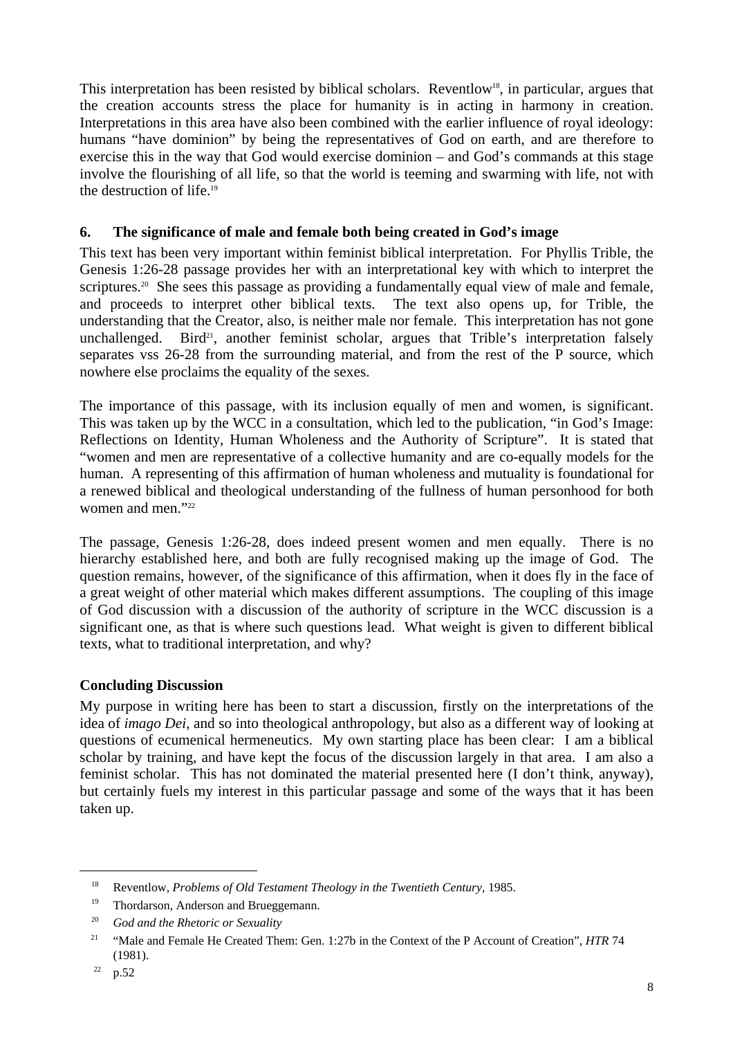This interpretation has been resisted by biblical scholars. Reventlow[18], in particular, argues that the creation accounts stress the place for humanity is in acting in harmony in creation. Interpretations in this area have also been combined with the earlier influence of royal ideology: humans "have dominion" by being the representatives of God on earth, and are therefore to exercise this in the way that God would exercise dominion – and God's commands at this stage involve the flourishing of all life, so that the world is teeming and swarming with life, not with the destruction of life.[19]

### 6. The significance of male and female both being created in God's image

This text has been very important within feminist biblical interpretation. For Phyllis Trible, the Genesis 1:26-28 passage provides her with an interpretational key with which to interpret the scriptures.[20] She sees this passage as providing a fundamentally equal view of male and female, and proceeds to interpret other biblical texts. The text also opens up, for Trible, the understanding that the Creator, also, is neither male nor female. This interpretation has not gone unchallenged. Bird[21], another feminist scholar, argues that Trible's interpretation falsely separates vss 26-28 from the surrounding material, and from the rest of the P source, which nowhere else proclaims the equality of the sexes.

The importance of this passage, with its inclusion equally of men and women, is significant. This was taken up by the WCC in a consultation, which led to the publication, "in God's Image: Reflections on Identity, Human Wholeness and the Authority of Scripture". It is stated that "women and men are representative of a collective humanity and are co-equally models for the human. A representing of this affirmation of human wholeness and mutuality is foundational for a renewed biblical and theological understanding of the fullness of human personhood for both women and men."[22]

The passage, Genesis 1:26-28, does indeed present women and men equally. There is no hierarchy established here, and both are fully recognised making up the image of God. The question remains, however, of the significance of this affirmation, when it does fly in the face of a great weight of other material which makes different assumptions. The coupling of this image of God discussion with a discussion of the authority of scripture in the WCC discussion is a significant one, as that is where such questions lead. What weight is given to different biblical texts, what to traditional interpretation, and why?

### Concluding Discussion

My purpose in writing here has been to start a discussion, firstly on the interpretations of the idea of *imago Dei*, and so into theological anthropology, but also as a different way of looking at questions of ecumenical hermeneutics. My own starting place has been clear: I am a biblical scholar by training, and have kept the focus of the discussion largely in that area. I am also a feminist scholar. This has not dominated the material presented here (I don't think, anyway), but certainly fuels my interest in this particular passage and some of the ways that it has been taken up.

---

[18] Reventlow, *Problems of Old Testament Theology in the Twentieth Century*, 1985.

[19] Thordarson, Anderson and Brueggemann.

[20] *God and the Rhetoric or Sexuality*

[21] "Male and Female He Created Them: Gen. 1:27b in the Context of the P Account of Creation", *HTR* 74 (1981).

[22] p.52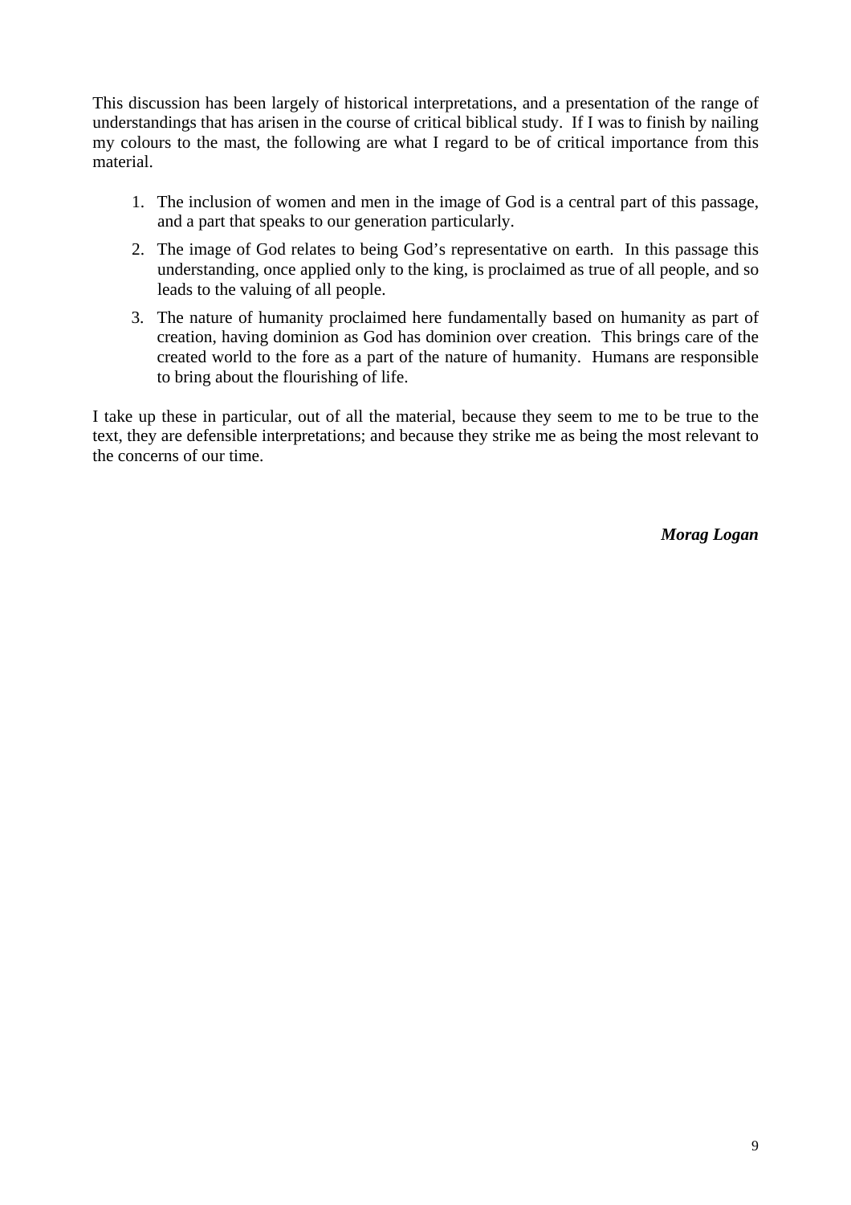This discussion has been largely of historical interpretations, and a presentation of the range of understandings that has arisen in the course of critical biblical study. If I was to finish by nailing my colours to the mast, the following are what I regard to be of critical importance from this material.

1. The inclusion of women and men in the image of God is a central part of this passage, and a part that speaks to our generation particularly.
2. The image of God relates to being God's representative on earth. In this passage this understanding, once applied only to the king, is proclaimed as true of all people, and so leads to the valuing of all people.
3. The nature of humanity proclaimed here fundamentally based on humanity as part of creation, having dominion as God has dominion over creation. This brings care of the created world to the fore as a part of the nature of humanity. Humans are responsible to bring about the flourishing of life.

I take up these in particular, out of all the material, because they seem to me to be true to the text, they are defensible interpretations; and because they strike me as being the most relevant to the concerns of our time.

***Morag Logan***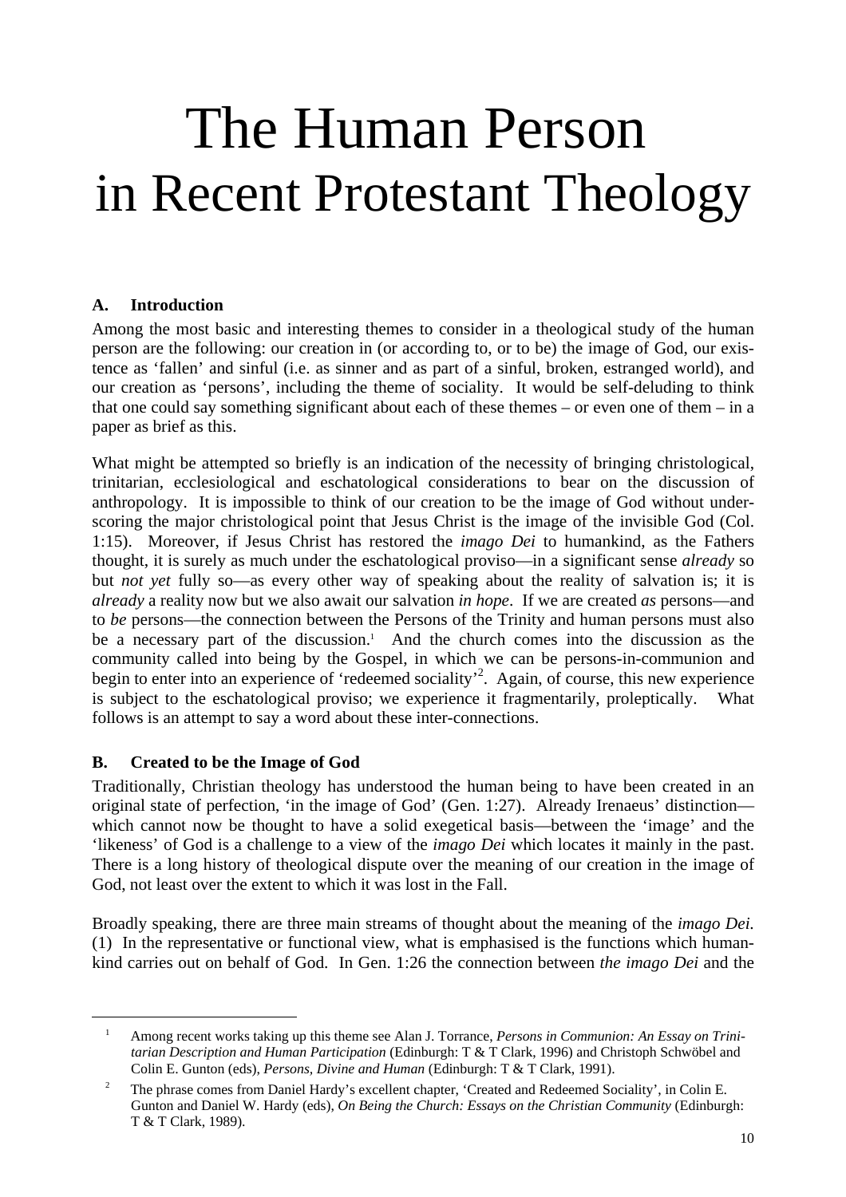# The Human Person in Recent Protestant Theology

## A. Introduction

Among the most basic and interesting themes to consider in a theological study of the human person are the following: our creation in (or according to, or to be) the image of God, our existence as 'fallen' and sinful (i.e. as sinner and as part of a sinful, broken, estranged world), and our creation as 'persons', including the theme of sociality. It would be self-deluding to think that one could say something significant about each of these themes – or even one of them – in a paper as brief as this.

What might be attempted so briefly is an indication of the necessity of bringing christological, trinitarian, ecclesiological and eschatological considerations to bear on the discussion of anthropology. It is impossible to think of our creation to be the image of God without underscoring the major christological point that Jesus Christ is the image of the invisible God (Col. 1:15). Moreover, if Jesus Christ has restored the *imago Dei* to humankind, as the Fathers thought, it is surely as much under the eschatological proviso—in a significant sense *already* so but *not yet* fully so—as every other way of speaking about the reality of salvation is; it is *already* a reality now but we also await our salvation *in hope*. If we are created *as* persons—and to *be* persons—the connection between the Persons of the Trinity and human persons must also be a necessary part of the discussion.[1] And the church comes into the discussion as the community called into being by the Gospel, in which we can be persons-in-communion and begin to enter into an experience of 'redeemed sociality'[2]. Again, of course, this new experience is subject to the eschatological proviso; we experience it fragmentarily, proleptically. What follows is an attempt to say a word about these inter-connections.

## B. Created to be the Image of God

Traditionally, Christian theology has understood the human being to have been created in an original state of perfection, 'in the image of God' (Gen. 1:27). Already Irenaeus' distinction—which cannot now be thought to have a solid exegetical basis—between the 'image' and the 'likeness' of God is a challenge to a view of the *imago Dei* which locates it mainly in the past. There is a long history of theological dispute over the meaning of our creation in the image of God, not least over the extent to which it was lost in the Fall.

Broadly speaking, there are three main streams of thought about the meaning of the *imago Dei.* (1) In the representative or functional view, what is emphasised is the functions which humankind carries out on behalf of God. In Gen. 1:26 the connection between *the imago Dei* and the

---

[1] Among recent works taking up this theme see Alan J. Torrance, *Persons in Communion: An Essay on Trinitarian Description and Human Participation* (Edinburgh: T & T Clark, 1996) and Christoph Schwöbel and Colin E. Gunton (eds), *Persons, Divine and Human* (Edinburgh: T & T Clark, 1991).

[2] The phrase comes from Daniel Hardy's excellent chapter, 'Created and Redeemed Sociality', in Colin E. Gunton and Daniel W. Hardy (eds), *On Being the Church: Essays on the Christian Community* (Edinburgh: T & T Clark, 1989).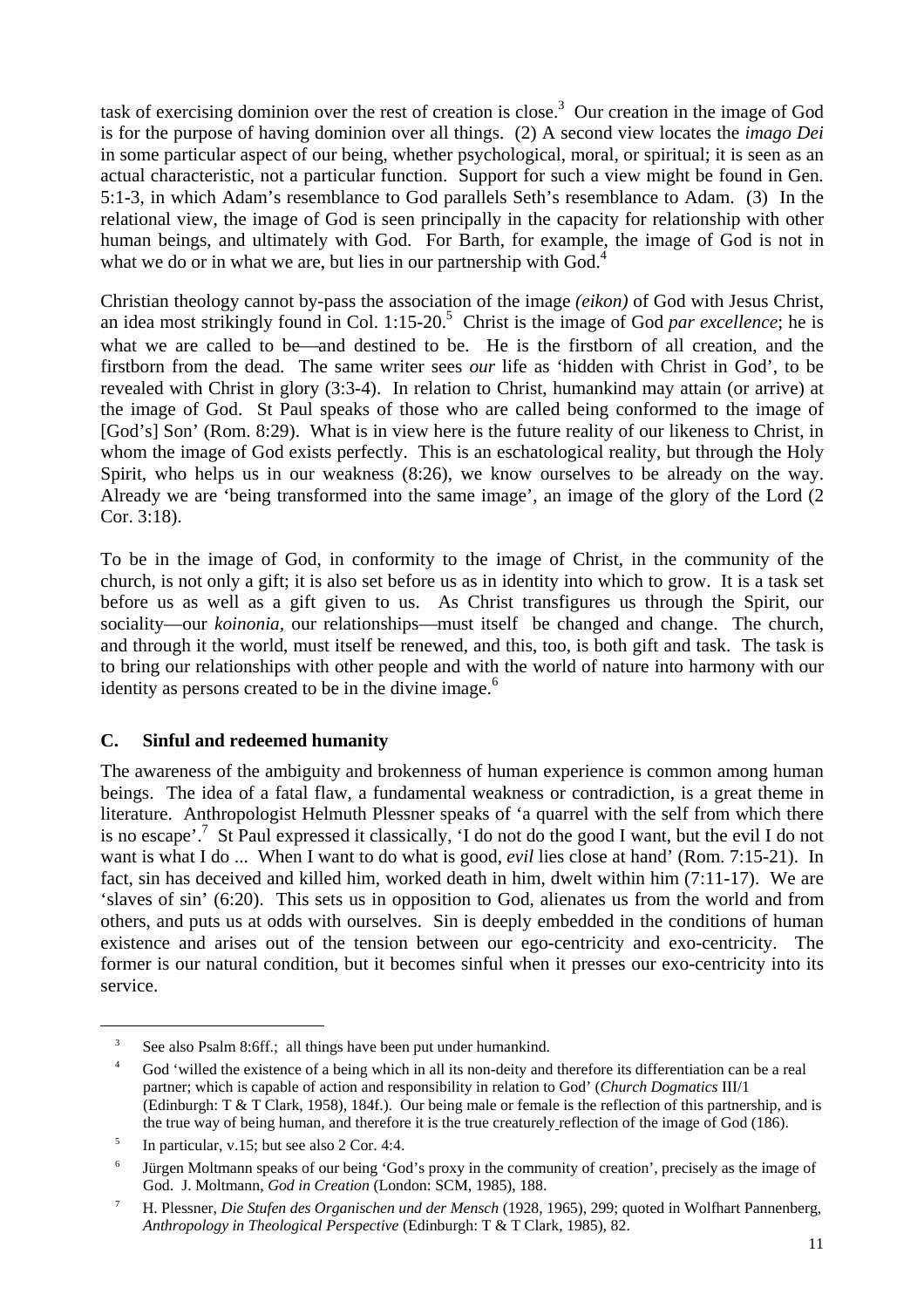task of exercising dominion over the rest of creation is close.[3] Our creation in the image of God is for the purpose of having dominion over all things. (2) A second view locates the *imago Dei* in some particular aspect of our being, whether psychological, moral, or spiritual; it is seen as an actual characteristic, not a particular function. Support for such a view might be found in Gen. 5:1-3, in which Adam's resemblance to God parallels Seth's resemblance to Adam. (3) In the relational view, the image of God is seen principally in the capacity for relationship with other human beings, and ultimately with God. For Barth, for example, the image of God is not in what we do or in what we are, but lies in our partnership with God.[4]

Christian theology cannot by-pass the association of the image *(eikon)* of God with Jesus Christ, an idea most strikingly found in Col. 1:15-20.[5] Christ is the image of God *par excellence*; he is what we are called to be—and destined to be. He is the firstborn of all creation, and the firstborn from the dead. The same writer sees *our* life as 'hidden with Christ in God', to be revealed with Christ in glory (3:3-4). In relation to Christ, humankind may attain (or arrive) at the image of God. St Paul speaks of those who are called being conformed to the image of [God's] Son' (Rom. 8:29). What is in view here is the future reality of our likeness to Christ, in whom the image of God exists perfectly. This is an eschatological reality, but through the Holy Spirit, who helps us in our weakness (8:26), we know ourselves to be already on the way. Already we are 'being transformed into the same image', an image of the glory of the Lord (2 Cor. 3:18).

To be in the image of God, in conformity to the image of Christ, in the community of the church, is not only a gift; it is also set before us as in identity into which to grow. It is a task set before us as well as a gift given to us. As Christ transfigures us through the Spirit, our sociality—our *koinonia*, our relationships—must itself be changed and change. The church, and through it the world, must itself be renewed, and this, too, is both gift and task. The task is to bring our relationships with other people and with the world of nature into harmony with our identity as persons created to be in the divine image.[6]

### C. Sinful and redeemed humanity

The awareness of the ambiguity and brokenness of human experience is common among human beings. The idea of a fatal flaw, a fundamental weakness or contradiction, is a great theme in literature. Anthropologist Helmuth Plessner speaks of 'a quarrel with the self from which there is no escape'.[7] St Paul expressed it classically, 'I do not do the good I want, but the evil I do not want is what I do ... When I want to do what is good, *evil* lies close at hand' (Rom. 7:15-21). In fact, sin has deceived and killed him, worked death in him, dwelt within him (7:11-17). We are 'slaves of sin' (6:20). This sets us in opposition to God, alienates us from the world and from others, and puts us at odds with ourselves. Sin is deeply embedded in the conditions of human existence and arises out of the tension between our ego-centricity and exo-centricity. The former is our natural condition, but it becomes sinful when it presses our exo-centricity into its service.

---

[3] See also Psalm 8:6ff.; all things have been put under humankind.

[4] God 'willed the existence of a being which in all its non-deity and therefore its differentiation can be a real partner; which is capable of action and responsibility in relation to God' (*Church Dogmatics* III/1 (Edinburgh: T & T Clark, 1958), 184f.). Our being male or female is the reflection of this partnership, and is the true way of being human, and therefore it is the true creaturely reflection of the image of God (186).

[5] In particular, v.15; but see also 2 Cor. 4:4.

[6] Jürgen Moltmann speaks of our being 'God's proxy in the community of creation', precisely as the image of God. J. Moltmann, *God in Creation* (London: SCM, 1985), 188.

[7] H. Plessner, *Die Stufen des Organischen und der Mensch* (1928, 1965), 299; quoted in Wolfhart Pannenberg, *Anthropology in Theological Perspective* (Edinburgh: T & T Clark, 1985), 82.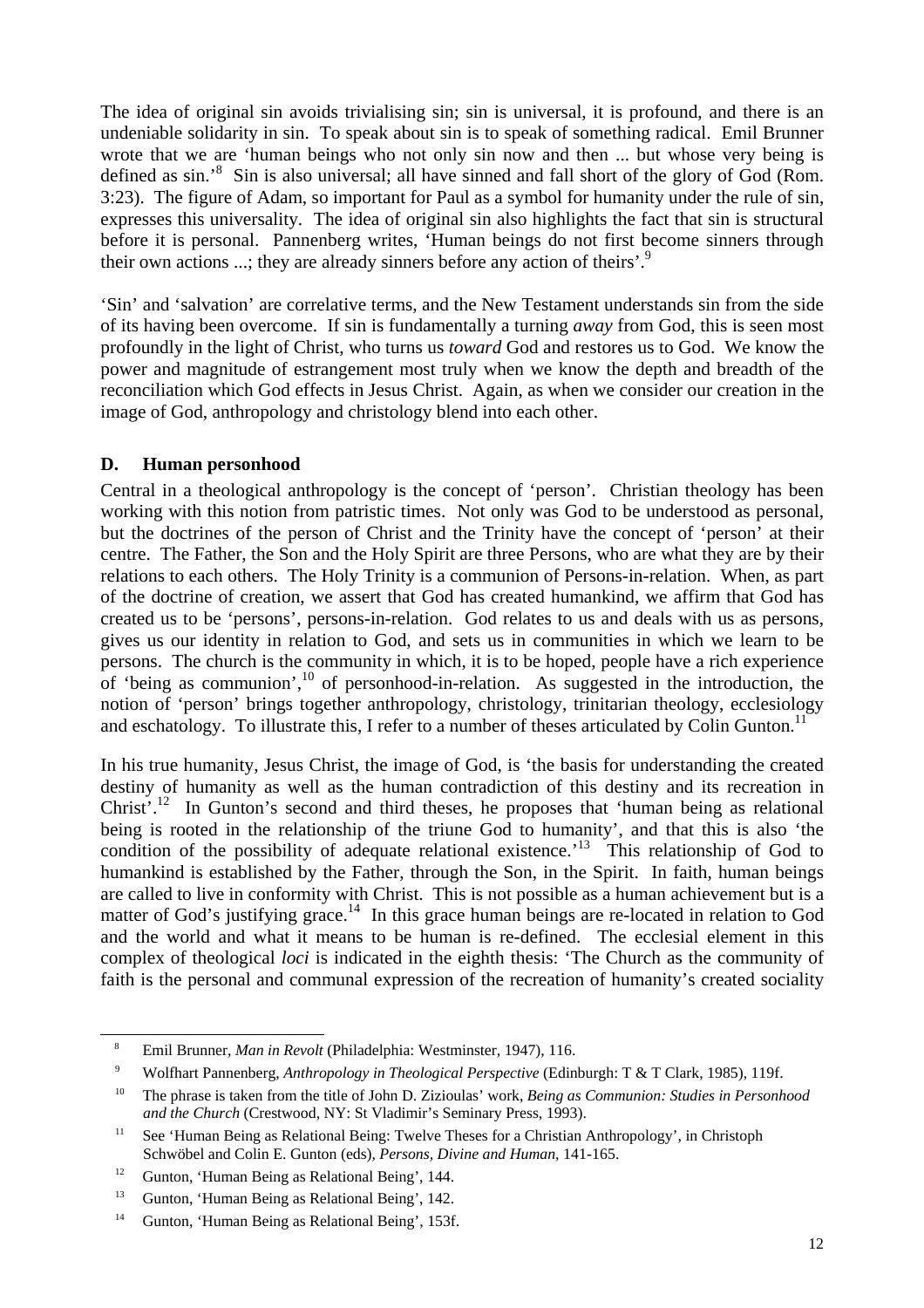The idea of original sin avoids trivialising sin; sin is universal, it is profound, and there is an undeniable solidarity in sin. To speak about sin is to speak of something radical. Emil Brunner wrote that we are 'human beings who not only sin now and then ... but whose very being is defined as sin.'[8] Sin is also universal; all have sinned and fall short of the glory of God (Rom. 3:23). The figure of Adam, so important for Paul as a symbol for humanity under the rule of sin, expresses this universality. The idea of original sin also highlights the fact that sin is structural before it is personal. Pannenberg writes, 'Human beings do not first become sinners through their own actions ...; they are already sinners before any action of theirs'.[9]

'Sin' and 'salvation' are correlative terms, and the New Testament understands sin from the side of its having been overcome. If sin is fundamentally a turning *away* from God, this is seen most profoundly in the light of Christ, who turns us *toward* God and restores us to God. We know the power and magnitude of estrangement most truly when we know the depth and breadth of the reconciliation which God effects in Jesus Christ. Again, as when we consider our creation in the image of God, anthropology and christology blend into each other.

### D. Human personhood

Central in a theological anthropology is the concept of 'person'. Christian theology has been working with this notion from patristic times. Not only was God to be understood as personal, but the doctrines of the person of Christ and the Trinity have the concept of 'person' at their centre. The Father, the Son and the Holy Spirit are three Persons, who are what they are by their relations to each others. The Holy Trinity is a communion of Persons-in-relation. When, as part of the doctrine of creation, we assert that God has created humankind, we affirm that God has created us to be 'persons', persons-in-relation. God relates to us and deals with us as persons, gives us our identity in relation to God, and sets us in communities in which we learn to be persons. The church is the community in which, it is to be hoped, people have a rich experience of 'being as communion',[10] of personhood-in-relation. As suggested in the introduction, the notion of 'person' brings together anthropology, christology, trinitarian theology, ecclesiology and eschatology. To illustrate this, I refer to a number of theses articulated by Colin Gunton.[11]

In his true humanity, Jesus Christ, the image of God, is 'the basis for understanding the created destiny of humanity as well as the human contradiction of this destiny and its recreation in Christ'.[12] In Gunton's second and third theses, he proposes that 'human being as relational being is rooted in the relationship of the triune God to humanity', and that this is also 'the condition of the possibility of adequate relational existence.'[13] This relationship of God to humankind is established by the Father, through the Son, in the Spirit. In faith, human beings are called to live in conformity with Christ. This is not possible as a human achievement but is a matter of God's justifying grace.[14] In this grace human beings are re-located in relation to God and the world and what it means to be human is re-defined. The ecclesial element in this complex of theological *loci* is indicated in the eighth thesis: 'The Church as the community of faith is the personal and communal expression of the recreation of humanity's created sociality

---

[8] Emil Brunner, *Man in Revolt* (Philadelphia: Westminster, 1947), 116.

[9] Wolfhart Pannenberg, *Anthropology in Theological Perspective* (Edinburgh: T & T Clark, 1985), 119f.

[10] The phrase is taken from the title of John D. Zizioulas' work, *Being as Communion: Studies in Personhood and the Church* (Crestwood, NY: St Vladimir's Seminary Press, 1993).

[11] See 'Human Being as Relational Being: Twelve Theses for a Christian Anthropology', in Christoph Schwöbel and Colin E. Gunton (eds), *Persons, Divine and Human*, 141-165.

[12] Gunton, 'Human Being as Relational Being', 144.

[13] Gunton, 'Human Being as Relational Being', 142.

[14] Gunton, 'Human Being as Relational Being', 153f.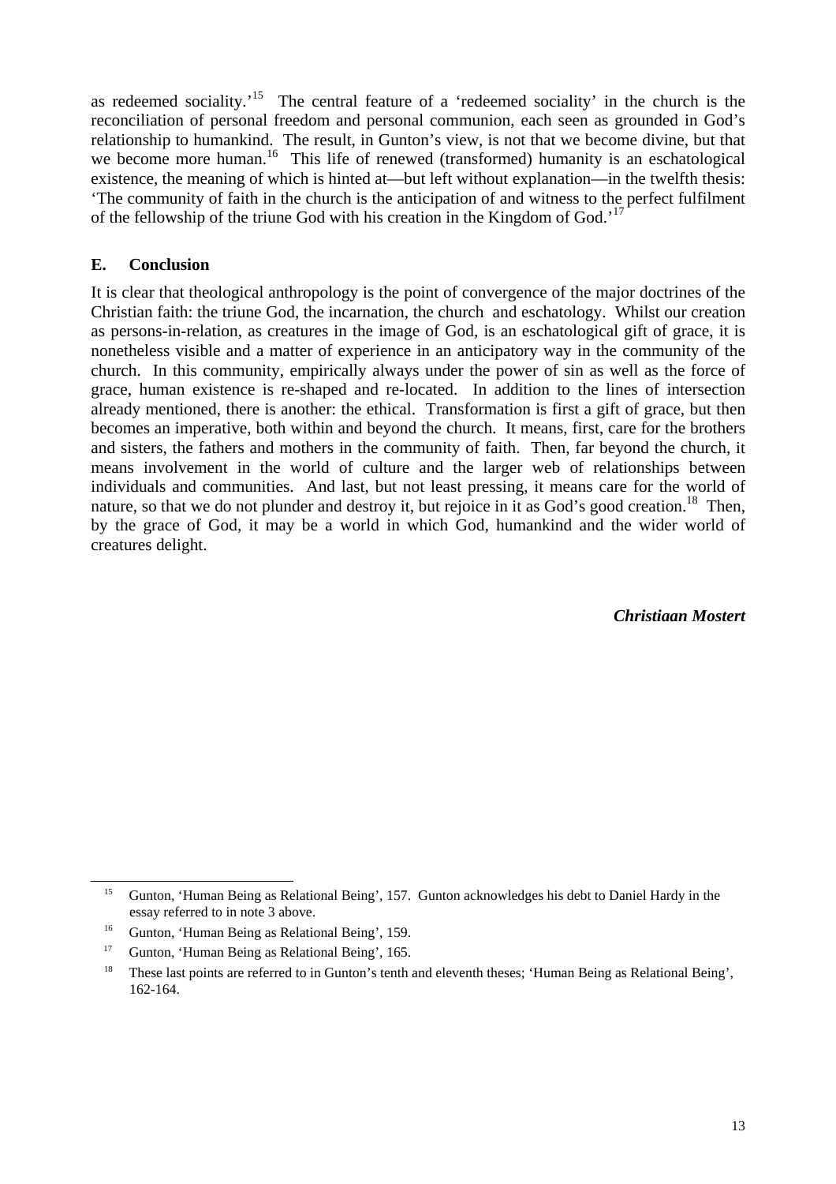as redeemed sociality.'[15] The central feature of a 'redeemed sociality' in the church is the reconciliation of personal freedom and personal communion, each seen as grounded in God's relationship to humankind. The result, in Gunton's view, is not that we become divine, but that we become more human.[16] This life of renewed (transformed) humanity is an eschatological existence, the meaning of which is hinted at—but left without explanation—in the twelfth thesis: 'The community of faith in the church is the anticipation of and witness to the perfect fulfilment of the fellowship of the triune God with his creation in the Kingdom of God.'[17]

## E. Conclusion

It is clear that theological anthropology is the point of convergence of the major doctrines of the Christian faith: the triune God, the incarnation, the church and eschatology. Whilst our creation as persons-in-relation, as creatures in the image of God, is an eschatological gift of grace, it is nonetheless visible and a matter of experience in an anticipatory way in the community of the church. In this community, empirically always under the power of sin as well as the force of grace, human existence is re-shaped and re-located. In addition to the lines of intersection already mentioned, there is another: the ethical. Transformation is first a gift of grace, but then becomes an imperative, both within and beyond the church. It means, first, care for the brothers and sisters, the fathers and mothers in the community of faith. Then, far beyond the church, it means involvement in the world of culture and the larger web of relationships between individuals and communities. And last, but not least pressing, it means care for the world of nature, so that we do not plunder and destroy it, but rejoice in it as God's good creation.[18] Then, by the grace of God, it may be a world in which God, humankind and the wider world of creatures delight.

***Christiaan Mostert***

---

[15] Gunton, 'Human Being as Relational Being', 157. Gunton acknowledges his debt to Daniel Hardy in the essay referred to in note 3 above.

[16] Gunton, 'Human Being as Relational Being', 159.

[17] Gunton, 'Human Being as Relational Being', 165.

[18] These last points are referred to in Gunton's tenth and eleventh theses; 'Human Being as Relational Being', 162-164.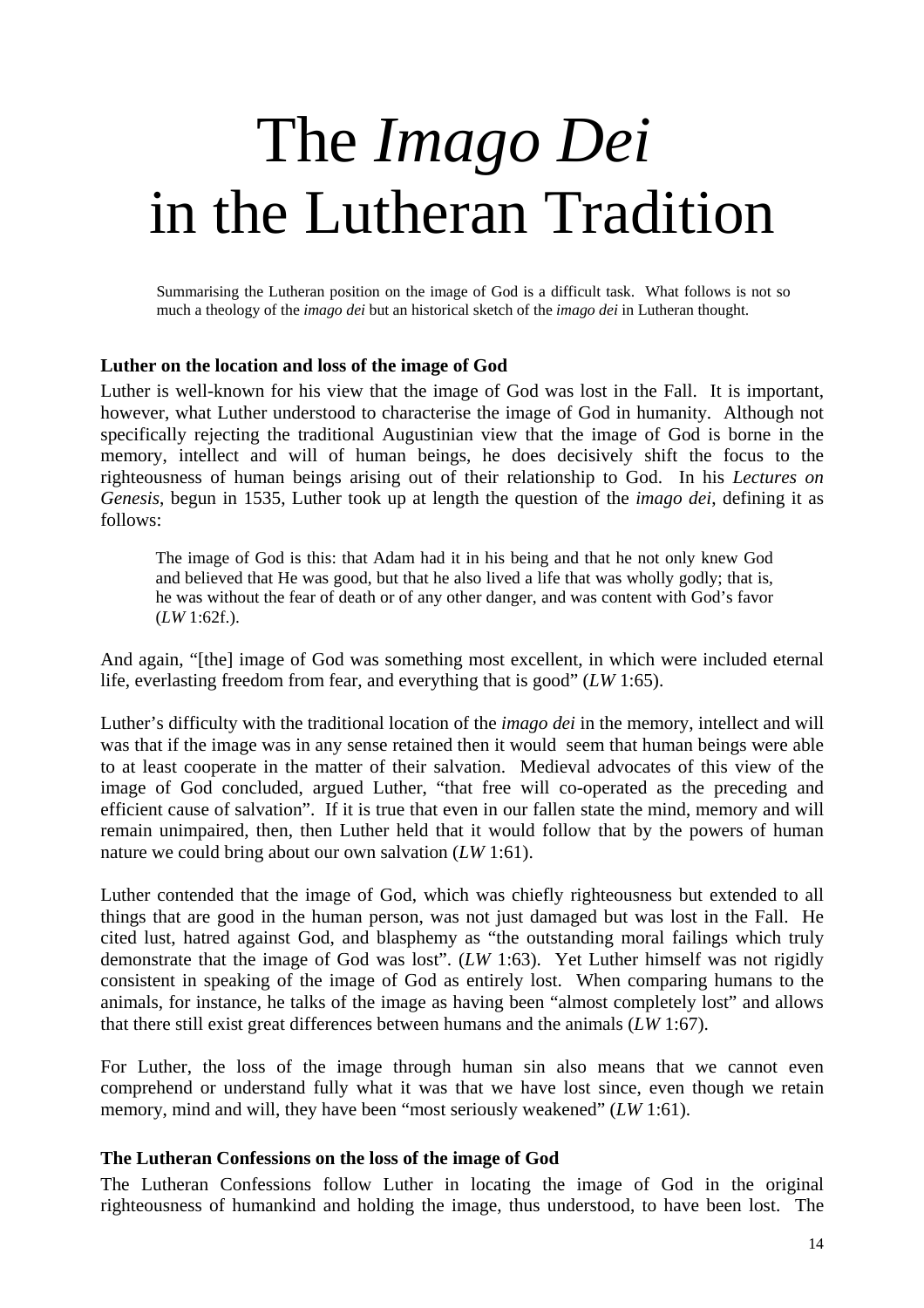# The *Imago Dei* in the Lutheran Tradition

Summarising the Lutheran position on the image of God is a difficult task. What follows is not so much a theology of the *imago dei* but an historical sketch of the *imago dei* in Lutheran thought.

**Luther on the location and loss of the image of God**

Luther is well-known for his view that the image of God was lost in the Fall. It is important, however, what Luther understood to characterise the image of God in humanity. Although not specifically rejecting the traditional Augustinian view that the image of God is borne in the memory, intellect and will of human beings, he does decisively shift the focus to the righteousness of human beings arising out of their relationship to God. In his *Lectures on Genesis*, begun in 1535, Luther took up at length the question of the *imago dei*, defining it as follows:

> The image of God is this: that Adam had it in his being and that he not only knew God and believed that He was good, but that he also lived a life that was wholly godly; that is, he was without the fear of death or of any other danger, and was content with God's favor (*LW* 1:62f.).

And again, "[the] image of God was something most excellent, in which were included eternal life, everlasting freedom from fear, and everything that is good" (*LW* 1:65).

Luther's difficulty with the traditional location of the *imago dei* in the memory, intellect and will was that if the image was in any sense retained then it would seem that human beings were able to at least cooperate in the matter of their salvation. Medieval advocates of this view of the image of God concluded, argued Luther, "that free will co-operated as the preceding and efficient cause of salvation". If it is true that even in our fallen state the mind, memory and will remain unimpaired, then, then Luther held that it would follow that by the powers of human nature we could bring about our own salvation (*LW* 1:61).

Luther contended that the image of God, which was chiefly righteousness but extended to all things that are good in the human person, was not just damaged but was lost in the Fall. He cited lust, hatred against God, and blasphemy as "the outstanding moral failings which truly demonstrate that the image of God was lost". (*LW* 1:63). Yet Luther himself was not rigidly consistent in speaking of the image of God as entirely lost. When comparing humans to the animals, for instance, he talks of the image as having been "almost completely lost" and allows that there still exist great differences between humans and the animals (*LW* 1:67).

For Luther, the loss of the image through human sin also means that we cannot even comprehend or understand fully what it was that we have lost since, even though we retain memory, mind and will, they have been "most seriously weakened" (*LW* 1:61).

**The Lutheran Confessions on the loss of the image of God**

The Lutheran Confessions follow Luther in locating the image of God in the original righteousness of humankind and holding the image, thus understood, to have been lost. The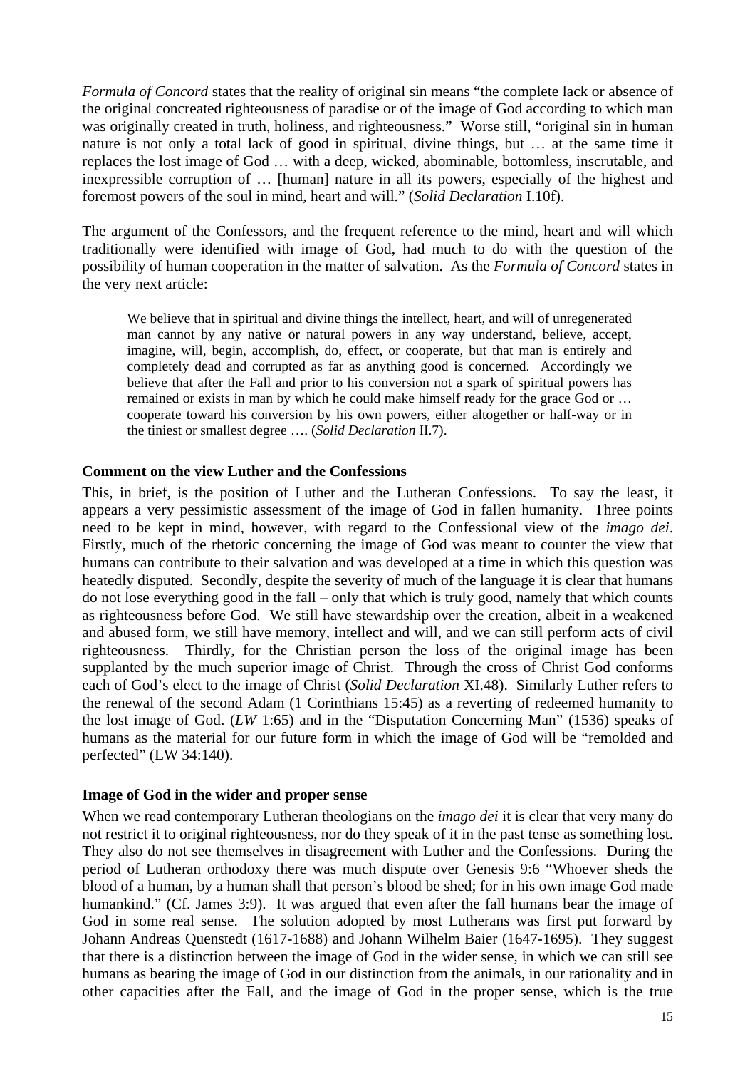*Formula of Concord* states that the reality of original sin means "the complete lack or absence of the original concreated righteousness of paradise or of the image of God according to which man was originally created in truth, holiness, and righteousness." Worse still, "original sin in human nature is not only a total lack of good in spiritual, divine things, but … at the same time it replaces the lost image of God … with a deep, wicked, abominable, bottomless, inscrutable, and inexpressible corruption of … [human] nature in all its powers, especially of the highest and foremost powers of the soul in mind, heart and will." (*Solid Declaration* I.10f).

The argument of the Confessors, and the frequent reference to the mind, heart and will which traditionally were identified with image of God, had much to do with the question of the possibility of human cooperation in the matter of salvation. As the *Formula of Concord* states in the very next article:

> We believe that in spiritual and divine things the intellect, heart, and will of unregenerated man cannot by any native or natural powers in any way understand, believe, accept, imagine, will, begin, accomplish, do, effect, or cooperate, but that man is entirely and completely dead and corrupted as far as anything good is concerned. Accordingly we believe that after the Fall and prior to his conversion not a spark of spiritual powers has remained or exists in man by which he could make himself ready for the grace God or … cooperate toward his conversion by his own powers, either altogether or half-way or in the tiniest or smallest degree …. (*Solid Declaration* II.7).

**Comment on the view Luther and the Confessions**

This, in brief, is the position of Luther and the Lutheran Confessions. To say the least, it appears a very pessimistic assessment of the image of God in fallen humanity. Three points need to be kept in mind, however, with regard to the Confessional view of the *imago dei*. Firstly, much of the rhetoric concerning the image of God was meant to counter the view that humans can contribute to their salvation and was developed at a time in which this question was heatedly disputed. Secondly, despite the severity of much of the language it is clear that humans do not lose everything good in the fall – only that which is truly good, namely that which counts as righteousness before God. We still have stewardship over the creation, albeit in a weakened and abused form, we still have memory, intellect and will, and we can still perform acts of civil righteousness. Thirdly, for the Christian person the loss of the original image has been supplanted by the much superior image of Christ. Through the cross of Christ God conforms each of God's elect to the image of Christ (*Solid Declaration* XI.48). Similarly Luther refers to the renewal of the second Adam (1 Corinthians 15:45) as a reverting of redeemed humanity to the lost image of God. (*LW* 1:65) and in the "Disputation Concerning Man" (1536) speaks of humans as the material for our future form in which the image of God will be "remolded and perfected" (LW 34:140).

**Image of God in the wider and proper sense**

When we read contemporary Lutheran theologians on the *imago dei* it is clear that very many do not restrict it to original righteousness, nor do they speak of it in the past tense as something lost. They also do not see themselves in disagreement with Luther and the Confessions. During the period of Lutheran orthodoxy there was much dispute over Genesis 9:6 "Whoever sheds the blood of a human, by a human shall that person's blood be shed; for in his own image God made humankind." (Cf. James 3:9). It was argued that even after the fall humans bear the image of God in some real sense. The solution adopted by most Lutherans was first put forward by Johann Andreas Quenstedt (1617-1688) and Johann Wilhelm Baier (1647-1695). They suggest that there is a distinction between the image of God in the wider sense, in which we can still see humans as bearing the image of God in our distinction from the animals, in our rationality and in other capacities after the Fall, and the image of God in the proper sense, which is the true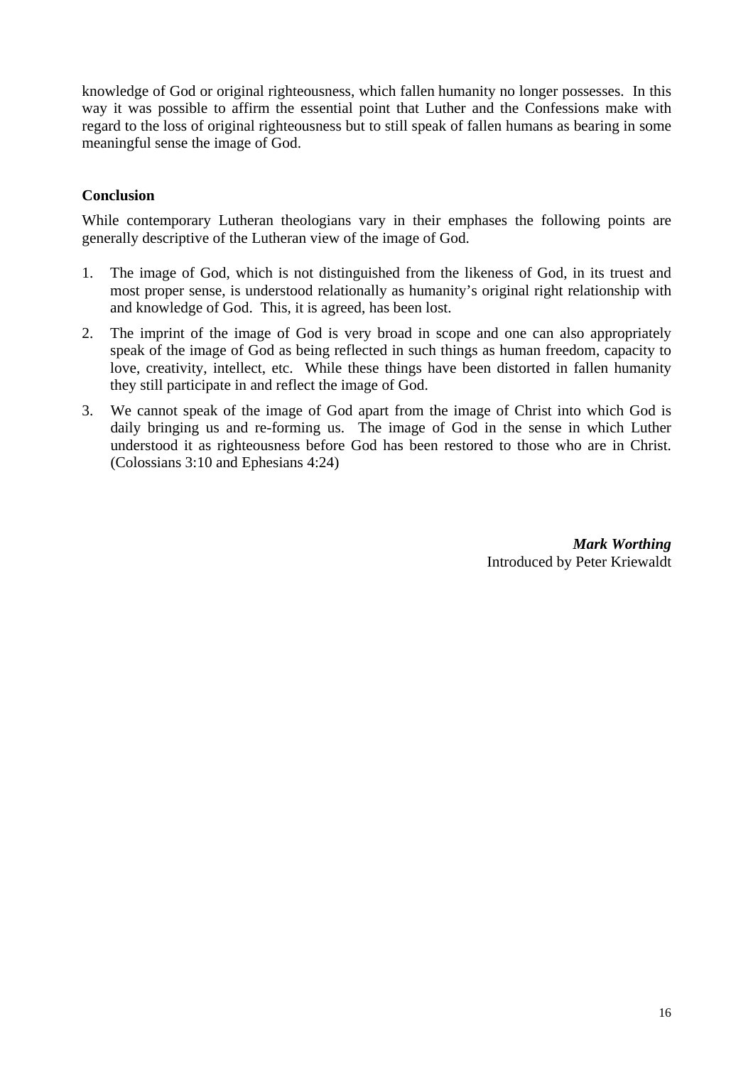knowledge of God or original righteousness, which fallen humanity no longer possesses. In this way it was possible to affirm the essential point that Luther and the Confessions make with regard to the loss of original righteousness but to still speak of fallen humans as bearing in some meaningful sense the image of God.

## Conclusion

While contemporary Lutheran theologians vary in their emphases the following points are generally descriptive of the Lutheran view of the image of God.

1. The image of God, which is not distinguished from the likeness of God, in its truest and most proper sense, is understood relationally as humanity's original right relationship with and knowledge of God. This, it is agreed, has been lost.
2. The imprint of the image of God is very broad in scope and one can also appropriately speak of the image of God as being reflected in such things as human freedom, capacity to love, creativity, intellect, etc. While these things have been distorted in fallen humanity they still participate in and reflect the image of God.
3. We cannot speak of the image of God apart from the image of Christ into which God is daily bringing us and re-forming us. The image of God in the sense in which Luther understood it as righteousness before God has been restored to those who are in Christ. (Colossians 3:10 and Ephesians 4:24)

***Mark Worthing***
Introduced by Peter Kriewaldt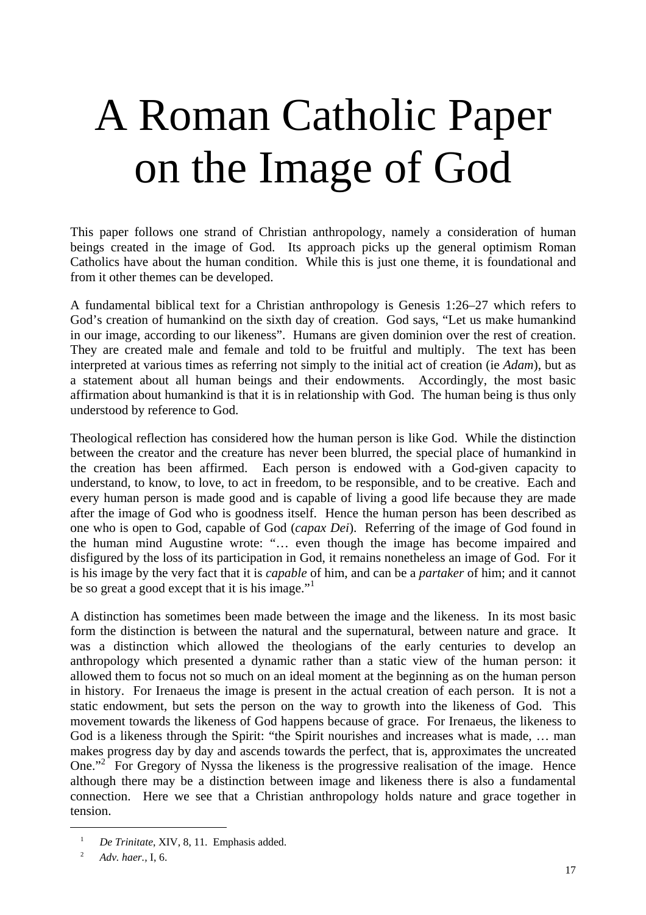# A Roman Catholic Paper on the Image of God

This paper follows one strand of Christian anthropology, namely a consideration of human beings created in the image of God. Its approach picks up the general optimism Roman Catholics have about the human condition. While this is just one theme, it is foundational and from it other themes can be developed.

A fundamental biblical text for a Christian anthropology is Genesis 1:26–27 which refers to God's creation of humankind on the sixth day of creation. God says, "Let us make humankind in our image, according to our likeness". Humans are given dominion over the rest of creation. They are created male and female and told to be fruitful and multiply. The text has been interpreted at various times as referring not simply to the initial act of creation (ie *Adam*), but as a statement about all human beings and their endowments. Accordingly, the most basic affirmation about humankind is that it is in relationship with God. The human being is thus only understood by reference to God.

Theological reflection has considered how the human person is like God. While the distinction between the creator and the creature has never been blurred, the special place of humankind in the creation has been affirmed. Each person is endowed with a God-given capacity to understand, to know, to love, to act in freedom, to be responsible, and to be creative. Each and every human person is made good and is capable of living a good life because they are made after the image of God who is goodness itself. Hence the human person has been described as one who is open to God, capable of God (*capax Dei*). Referring of the image of God found in the human mind Augustine wrote: "… even though the image has become impaired and disfigured by the loss of its participation in God, it remains nonetheless an image of God. For it is his image by the very fact that it is *capable* of him, and can be a *partaker* of him; and it cannot be so great a good except that it is his image."[1]

A distinction has sometimes been made between the image and the likeness. In its most basic form the distinction is between the natural and the supernatural, between nature and grace. It was a distinction which allowed the theologians of the early centuries to develop an anthropology which presented a dynamic rather than a static view of the human person: it allowed them to focus not so much on an ideal moment at the beginning as on the human person in history. For Irenaeus the image is present in the actual creation of each person. It is not a static endowment, but sets the person on the way to growth into the likeness of God. This movement towards the likeness of God happens because of grace. For Irenaeus, the likeness to God is a likeness through the Spirit: "the Spirit nourishes and increases what is made, … man makes progress day by day and ascends towards the perfect, that is, approximates the uncreated One."[2] For Gregory of Nyssa the likeness is the progressive realisation of the image. Hence although there may be a distinction between image and likeness there is also a fundamental connection. Here we see that a Christian anthropology holds nature and grace together in tension.

---

[1] *De Trinitate*, XIV, 8, 11. Emphasis added.

[2] *Adv. haer.*, I, 6.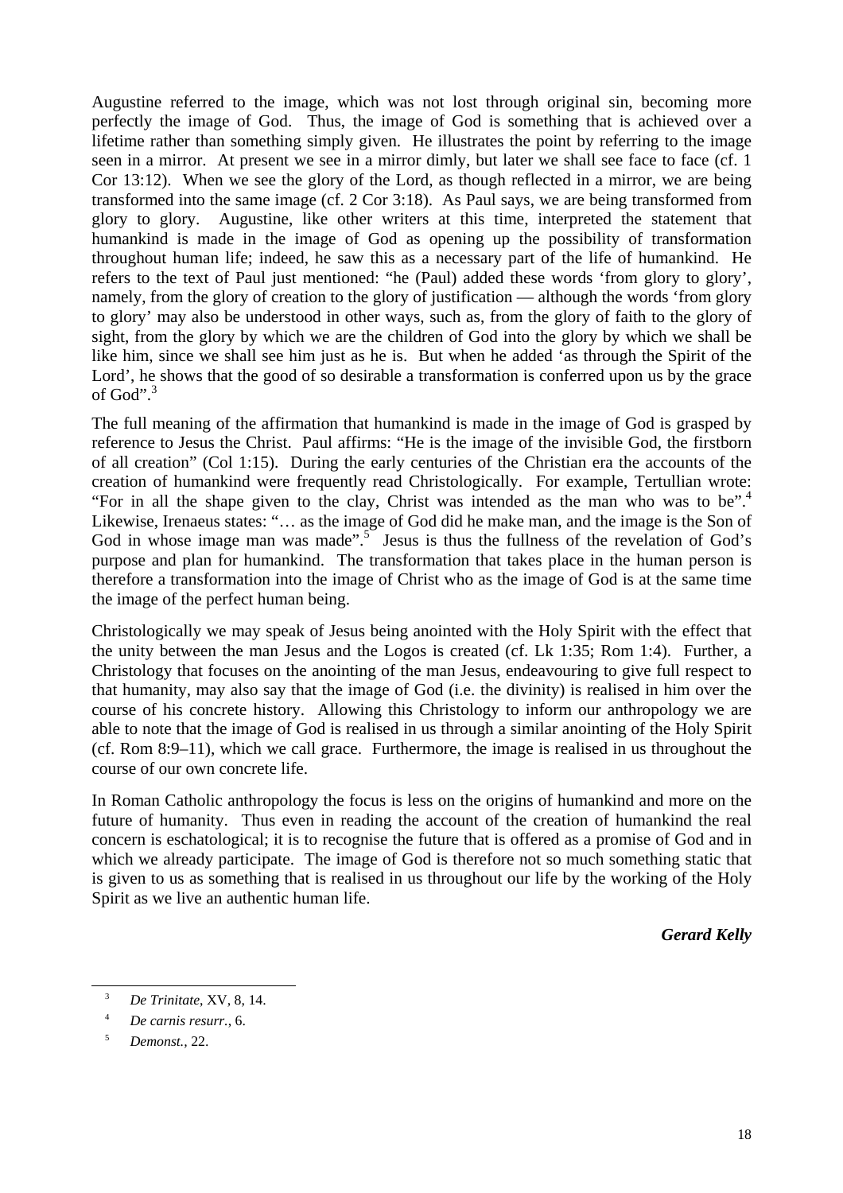Augustine referred to the image, which was not lost through original sin, becoming more perfectly the image of God. Thus, the image of God is something that is achieved over a lifetime rather than something simply given. He illustrates the point by referring to the image seen in a mirror. At present we see in a mirror dimly, but later we shall see face to face (cf. 1 Cor 13:12). When we see the glory of the Lord, as though reflected in a mirror, we are being transformed into the same image (cf. 2 Cor 3:18). As Paul says, we are being transformed from glory to glory. Augustine, like other writers at this time, interpreted the statement that humankind is made in the image of God as opening up the possibility of transformation throughout human life; indeed, he saw this as a necessary part of the life of humankind. He refers to the text of Paul just mentioned: "he (Paul) added these words 'from glory to glory', namely, from the glory of creation to the glory of justification — although the words 'from glory to glory' may also be understood in other ways, such as, from the glory of faith to the glory of sight, from the glory by which we are the children of God into the glory by which we shall be like him, since we shall see him just as he is. But when he added 'as through the Spirit of the Lord', he shows that the good of so desirable a transformation is conferred upon us by the grace of God".[3]

The full meaning of the affirmation that humankind is made in the image of God is grasped by reference to Jesus the Christ. Paul affirms: "He is the image of the invisible God, the firstborn of all creation" (Col 1:15). During the early centuries of the Christian era the accounts of the creation of humankind were frequently read Christologically. For example, Tertullian wrote: "For in all the shape given to the clay, Christ was intended as the man who was to be".[4] Likewise, Irenaeus states: "… as the image of God did he make man, and the image is the Son of God in whose image man was made".[5] Jesus is thus the fullness of the revelation of God's purpose and plan for humankind. The transformation that takes place in the human person is therefore a transformation into the image of Christ who as the image of God is at the same time the image of the perfect human being.

Christologically we may speak of Jesus being anointed with the Holy Spirit with the effect that the unity between the man Jesus and the Logos is created (cf. Lk 1:35; Rom 1:4). Further, a Christology that focuses on the anointing of the man Jesus, endeavouring to give full respect to that humanity, may also say that the image of God (i.e. the divinity) is realised in him over the course of his concrete history. Allowing this Christology to inform our anthropology we are able to note that the image of God is realised in us through a similar anointing of the Holy Spirit (cf. Rom 8:9–11), which we call grace. Furthermore, the image is realised in us throughout the course of our own concrete life.

In Roman Catholic anthropology the focus is less on the origins of humankind and more on the future of humanity. Thus even in reading the account of the creation of humankind the real concern is eschatological; it is to recognise the future that is offered as a promise of God and in which we already participate. The image of God is therefore not so much something static that is given to us as something that is realised in us throughout our life by the working of the Holy Spirit as we live an authentic human life.

***Gerard Kelly***

---

[3] *De Trinitate*, XV, 8, 14.

[4] *De carnis resurr.*, 6.

[5] *Demonst.*, 22.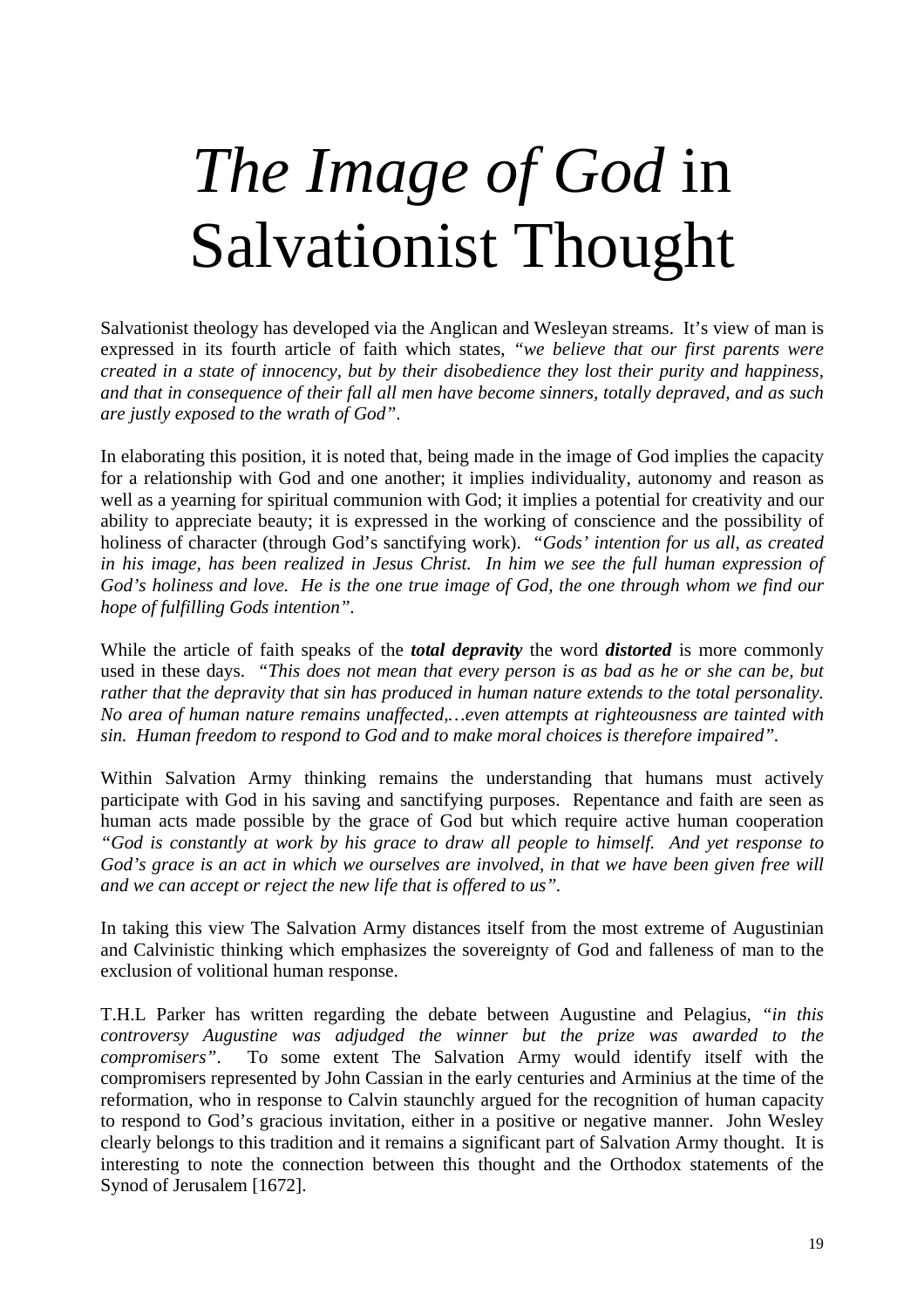# *The Image of God* in Salvationist Thought

Salvationist theology has developed via the Anglican and Wesleyan streams. It's view of man is expressed in its fourth article of faith which states, *"we believe that our first parents were created in a state of innocency, but by their disobedience they lost their purity and happiness, and that in consequence of their fall all men have become sinners, totally depraved, and as such are justly exposed to the wrath of God"*.

In elaborating this position, it is noted that, being made in the image of God implies the capacity for a relationship with God and one another; it implies individuality, autonomy and reason as well as a yearning for spiritual communion with God; it implies a potential for creativity and our ability to appreciate beauty; it is expressed in the working of conscience and the possibility of holiness of character (through God's sanctifying work). *"Gods' intention for us all, as created in his image, has been realized in Jesus Christ. In him we see the full human expression of God's holiness and love. He is the one true image of God, the one through whom we find our hope of fulfilling Gods intention"*.

While the article of faith speaks of the ***total depravity*** the word ***distorted*** is more commonly used in these days. *"This does not mean that every person is as bad as he or she can be, but rather that the depravity that sin has produced in human nature extends to the total personality. No area of human nature remains unaffected,…even attempts at righteousness are tainted with sin. Human freedom to respond to God and to make moral choices is therefore impaired"*.

Within Salvation Army thinking remains the understanding that humans must actively participate with God in his saving and sanctifying purposes. Repentance and faith are seen as human acts made possible by the grace of God but which require active human cooperation *"God is constantly at work by his grace to draw all people to himself. And yet response to God's grace is an act in which we ourselves are involved, in that we have been given free will and we can accept or reject the new life that is offered to us"*.

In taking this view The Salvation Army distances itself from the most extreme of Augustinian and Calvinistic thinking which emphasizes the sovereignty of God and falleness of man to the exclusion of volitional human response.

T.H.L Parker has written regarding the debate between Augustine and Pelagius, *"in this controversy Augustine was adjudged the winner but the prize was awarded to the compromisers"*. To some extent The Salvation Army would identify itself with the compromisers represented by John Cassian in the early centuries and Arminius at the time of the reformation, who in response to Calvin staunchly argued for the recognition of human capacity to respond to God's gracious invitation, either in a positive or negative manner. John Wesley clearly belongs to this tradition and it remains a significant part of Salvation Army thought. It is interesting to note the connection between this thought and the Orthodox statements of the Synod of Jerusalem [1672].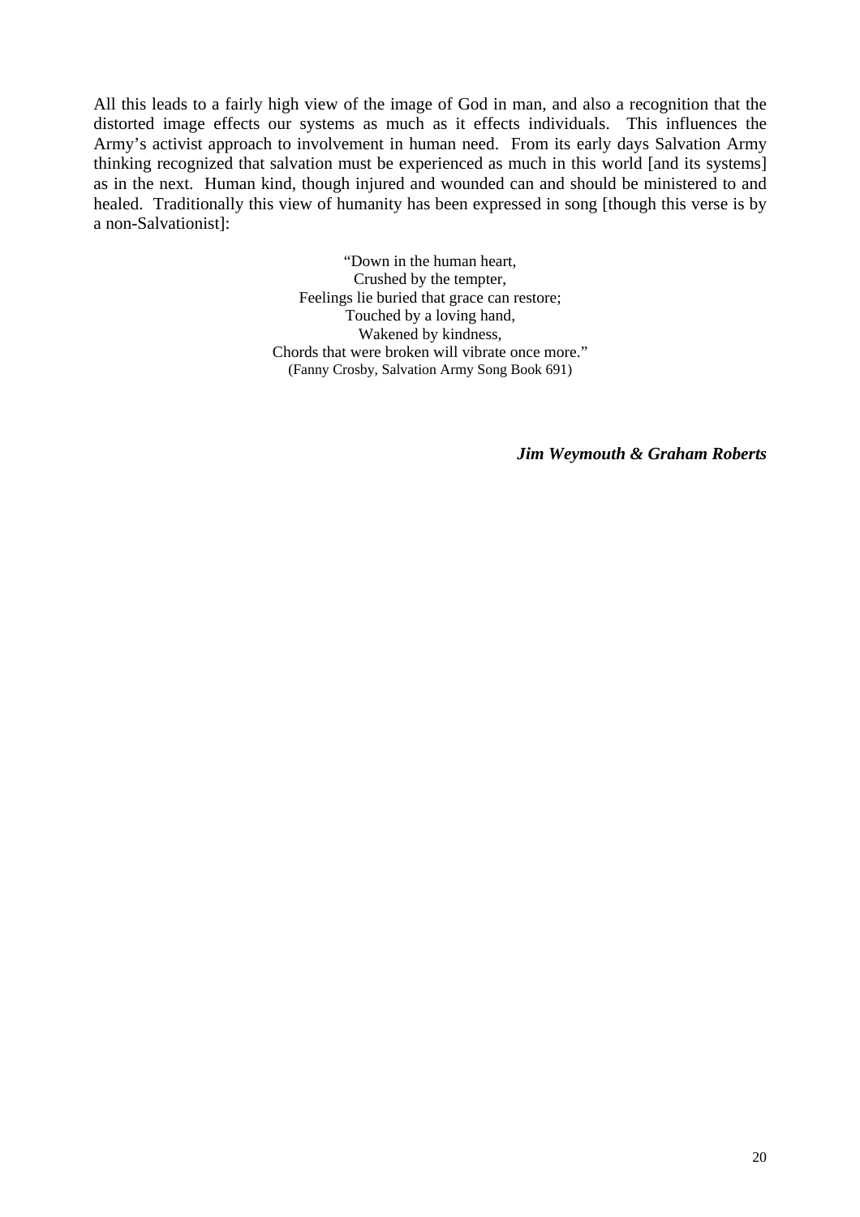All this leads to a fairly high view of the image of God in man, and also a recognition that the distorted image effects our systems as much as it effects individuals. This influences the Army's activist approach to involvement in human need. From its early days Salvation Army thinking recognized that salvation must be experienced as much in this world [and its systems] as in the next. Human kind, though injured and wounded can and should be ministered to and healed. Traditionally this view of humanity has been expressed in song [though this verse is by a non-Salvationist]:

> "Down in the human heart,
> Crushed by the tempter,
> Feelings lie buried that grace can restore;
> Touched by a loving hand,
> Wakened by kindness,
> Chords that were broken will vibrate once more."
> (Fanny Crosby, Salvation Army Song Book 691)

***Jim Weymouth & Graham Roberts***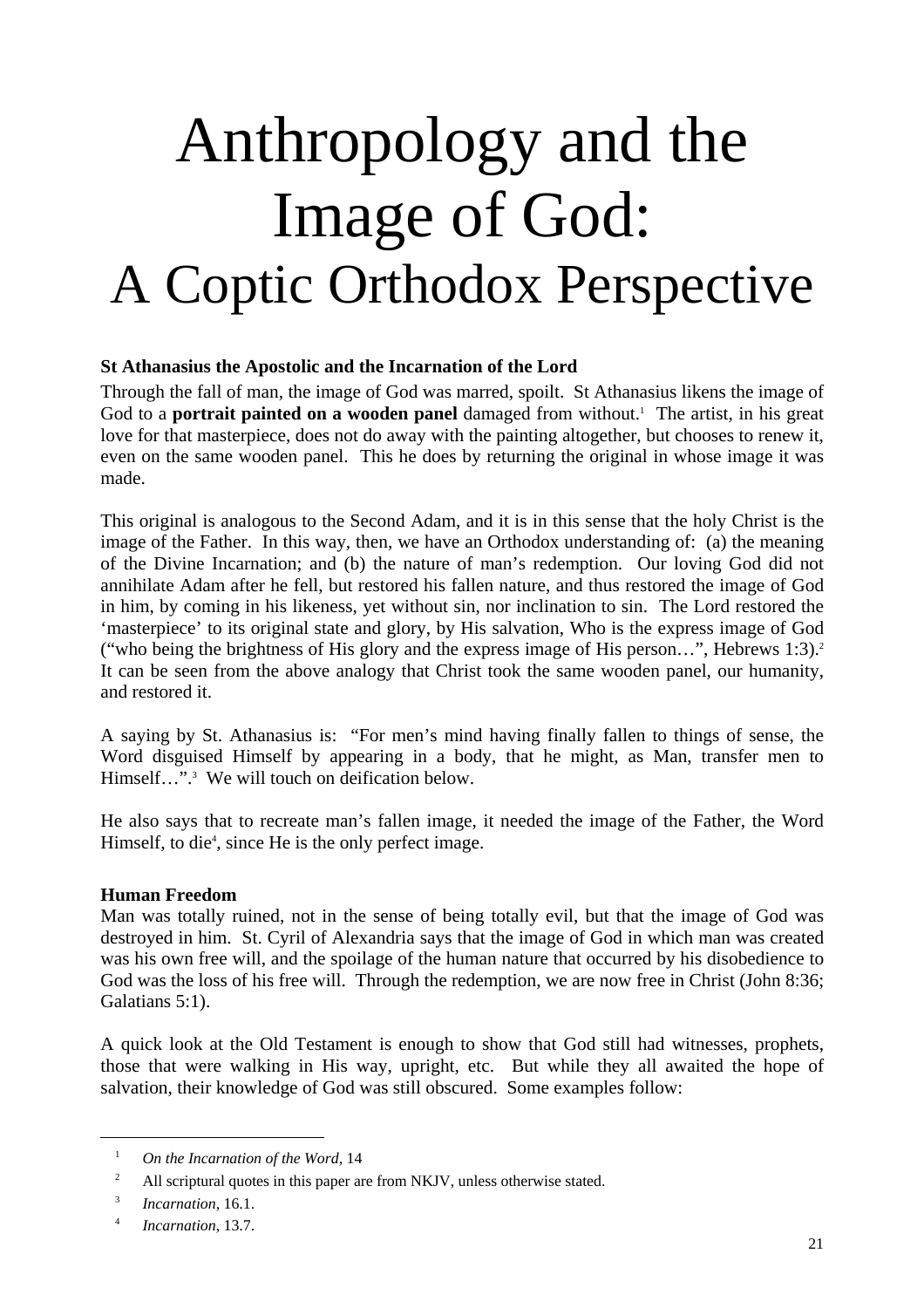# Anthropology and the Image of God: A Coptic Orthodox Perspective

**St Athanasius the Apostolic and the Incarnation of the Lord**

Through the fall of man, the image of God was marred, spoilt. St Athanasius likens the image of God to a **portrait painted on a wooden panel** damaged from without.[1] The artist, in his great love for that masterpiece, does not do away with the painting altogether, but chooses to renew it, even on the same wooden panel. This he does by returning the original in whose image it was made.

This original is analogous to the Second Adam, and it is in this sense that the holy Christ is the image of the Father. In this way, then, we have an Orthodox understanding of: (a) the meaning of the Divine Incarnation; and (b) the nature of man's redemption. Our loving God did not annihilate Adam after he fell, but restored his fallen nature, and thus restored the image of God in him, by coming in his likeness, yet without sin, nor inclination to sin. The Lord restored the 'masterpiece' to its original state and glory, by His salvation, Who is the express image of God ("who being the brightness of His glory and the express image of His person…", Hebrews 1:3).[2] It can be seen from the above analogy that Christ took the same wooden panel, our humanity, and restored it.

A saying by St. Athanasius is: "For men's mind having finally fallen to things of sense, the Word disguised Himself by appearing in a body, that he might, as Man, transfer men to Himself…".[3] We will touch on deification below.

He also says that to recreate man's fallen image, it needed the image of the Father, the Word Himself, to die[4], since He is the only perfect image.

**Human Freedom**

Man was totally ruined, not in the sense of being totally evil, but that the image of God was destroyed in him. St. Cyril of Alexandria says that the image of God in which man was created was his own free will, and the spoilage of the human nature that occurred by his disobedience to God was the loss of his free will. Through the redemption, we are now free in Christ (John 8:36; Galatians 5:1).

A quick look at the Old Testament is enough to show that God still had witnesses, prophets, those that were walking in His way, upright, etc. But while they all awaited the hope of salvation, their knowledge of God was still obscured. Some examples follow:

---

[1] *On the Incarnation of the Word*, 14

[2] All scriptural quotes in this paper are from NKJV, unless otherwise stated.

[3] *Incarnation*, 16.1.

[4] *Incarnation*, 13.7.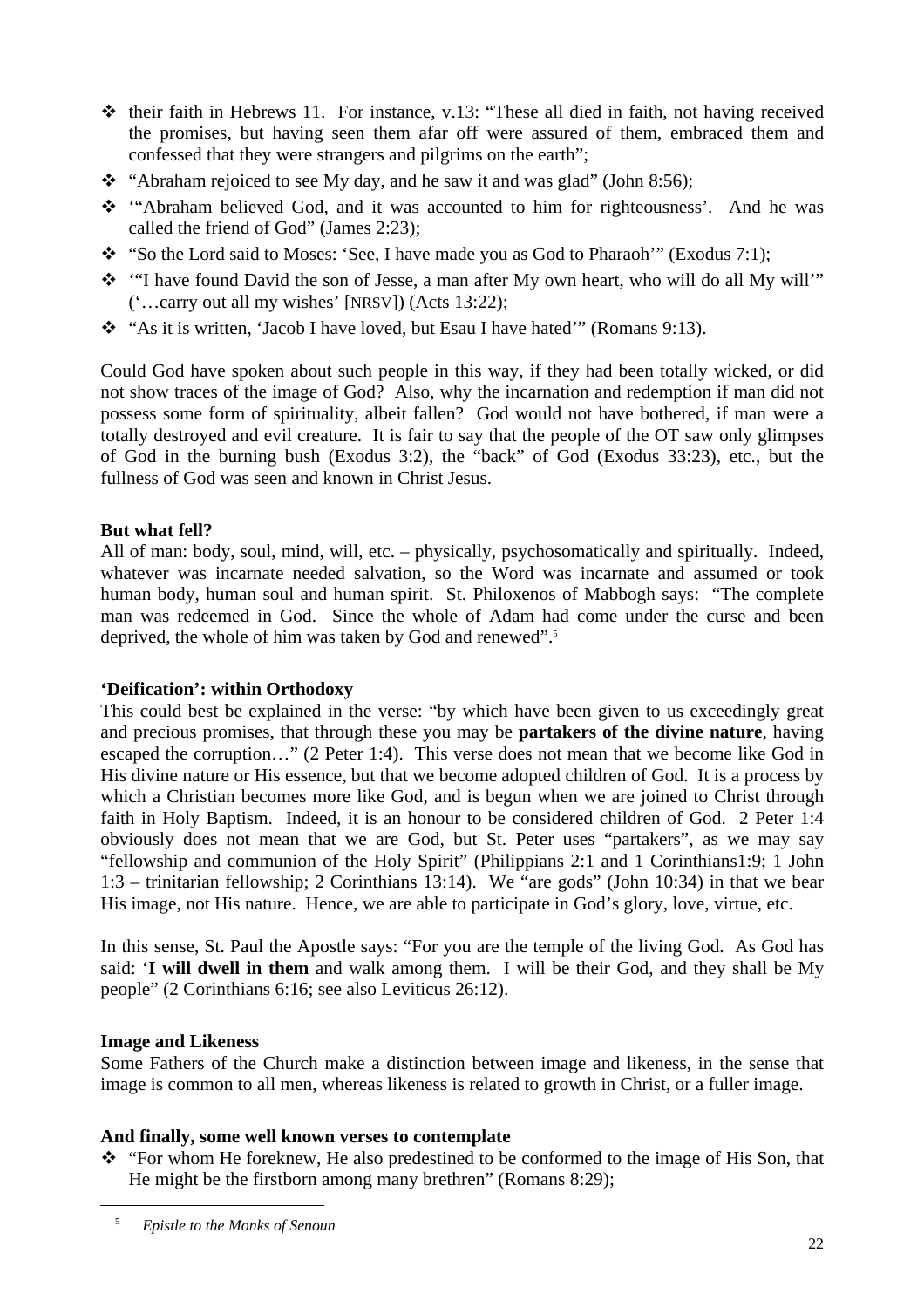- their faith in Hebrews 11. For instance, v.13: "These all died in faith, not having received the promises, but having seen them afar off were assured of them, embraced them and confessed that they were strangers and pilgrims on the earth";
- "Abraham rejoiced to see My day, and he saw it and was glad" (John 8:56);
- '"Abraham believed God, and it was accounted to him for righteousness'. And he was called the friend of God" (James 2:23);
- "So the Lord said to Moses: 'See, I have made you as God to Pharaoh'" (Exodus 7:1);
- '"I have found David the son of Jesse, a man after My own heart, who will do all My will'" ('…carry out all my wishes' [NRSV]) (Acts 13:22);
- "As it is written, 'Jacob I have loved, but Esau I have hated'" (Romans 9:13).

Could God have spoken about such people in this way, if they had been totally wicked, or did not show traces of the image of God? Also, why the incarnation and redemption if man did not possess some form of spirituality, albeit fallen? God would not have bothered, if man were a totally destroyed and evil creature. It is fair to say that the people of the OT saw only glimpses of God in the burning bush (Exodus 3:2), the "back" of God (Exodus 33:23), etc., but the fullness of God was seen and known in Christ Jesus.

**But what fell?**

All of man: body, soul, mind, will, etc. – physically, psychosomatically and spiritually. Indeed, whatever was incarnate needed salvation, so the Word was incarnate and assumed or took human body, human soul and human spirit. St. Philoxenos of Mabbogh says: "The complete man was redeemed in God. Since the whole of Adam had come under the curse and been deprived, the whole of him was taken by God and renewed".[5]

**'Deification': within Orthodoxy**

This could best be explained in the verse: "by which have been given to us exceedingly great and precious promises, that through these you may be **partakers of the divine nature**, having escaped the corruption…" (2 Peter 1:4). This verse does not mean that we become like God in His divine nature or His essence, but that we become adopted children of God. It is a process by which a Christian becomes more like God, and is begun when we are joined to Christ through faith in Holy Baptism. Indeed, it is an honour to be considered children of God. 2 Peter 1:4 obviously does not mean that we are God, but St. Peter uses "partakers", as we may say "fellowship and communion of the Holy Spirit" (Philippians 2:1 and 1 Corinthians1:9; 1 John 1:3 – trinitarian fellowship; 2 Corinthians 13:14). We "are gods" (John 10:34) in that we bear His image, not His nature. Hence, we are able to participate in God's glory, love, virtue, etc.

In this sense, St. Paul the Apostle says: "For you are the temple of the living God. As God has said: '**I will dwell in them** and walk among them. I will be their God, and they shall be My people" (2 Corinthians 6:16; see also Leviticus 26:12).

**Image and Likeness**

Some Fathers of the Church make a distinction between image and likeness, in the sense that image is common to all men, whereas likeness is related to growth in Christ, or a fuller image.

**And finally, some well known verses to contemplate**

- "For whom He foreknew, He also predestined to be conformed to the image of His Son, that He might be the firstborn among many brethren" (Romans 8:29);

[5] *Epistle to the Monks of Senoun*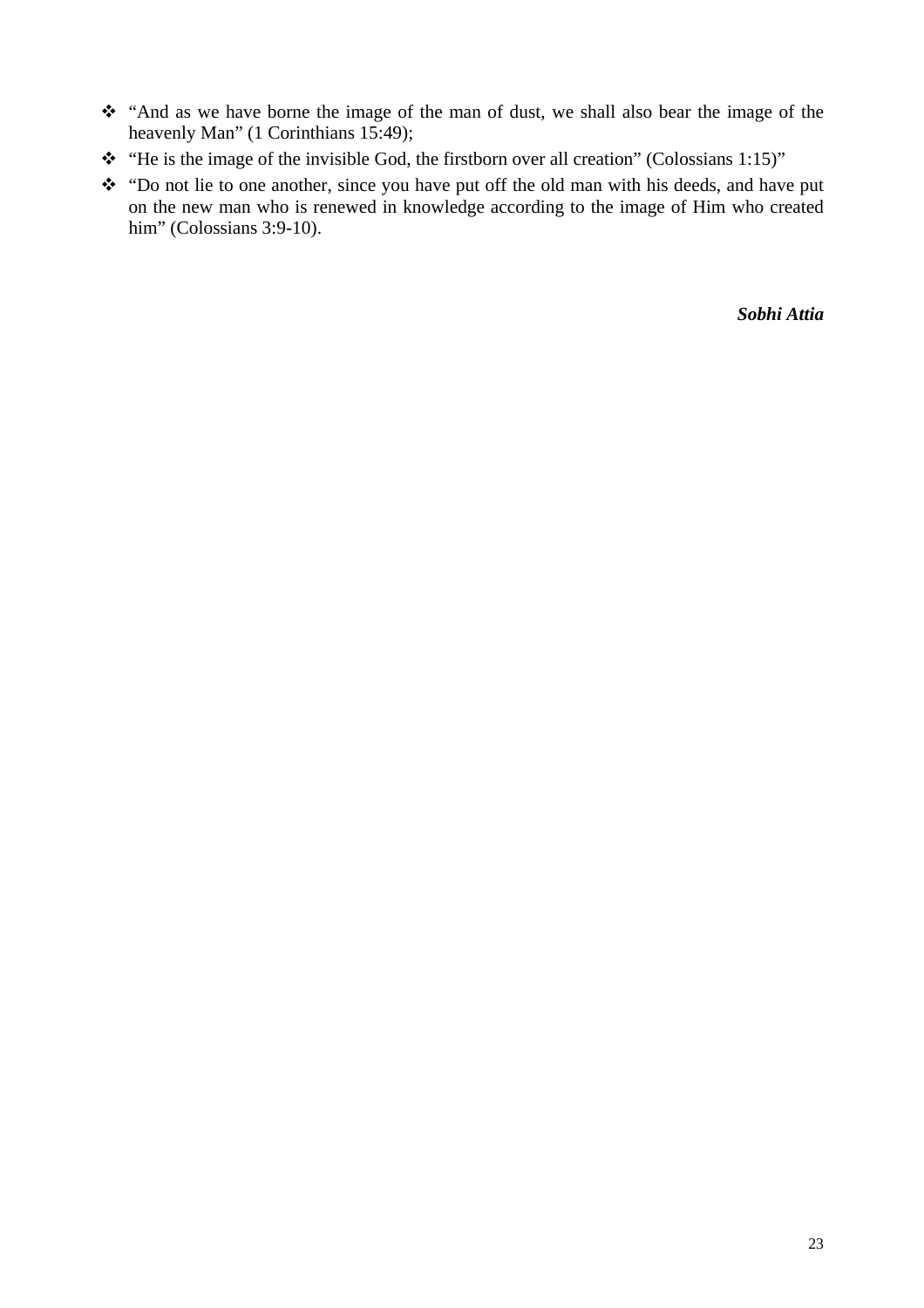- "And as we have borne the image of the man of dust, we shall also bear the image of the heavenly Man" (1 Corinthians 15:49);
- "He is the image of the invisible God, the firstborn over all creation" (Colossians 1:15)"
- "Do not lie to one another, since you have put off the old man with his deeds, and have put on the new man who is renewed in knowledge according to the image of Him who created him" (Colossians 3:9-10).

***Sobhi Attia***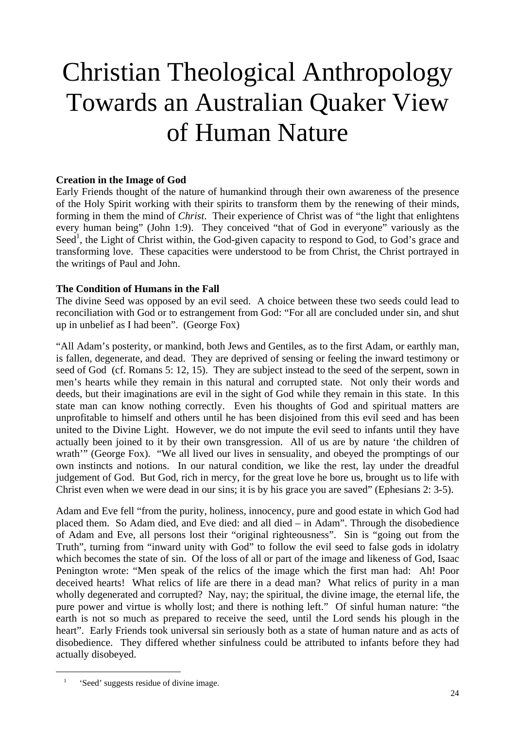# Christian Theological Anthropology Towards an Australian Quaker View of Human Nature

**Creation in the Image of God**

Early Friends thought of the nature of humankind through their own awareness of the presence of the Holy Spirit working with their spirits to transform them by the renewing of their minds, forming in them the mind of *Christ*. Their experience of Christ was of "the light that enlightens every human being" (John 1:9). They conceived "that of God in everyone" variously as the Seed[1], the Light of Christ within, the God-given capacity to respond to God, to God's grace and transforming love. These capacities were understood to be from Christ, the Christ portrayed in the writings of Paul and John.

**The Condition of Humans in the Fall**

The divine Seed was opposed by an evil seed. A choice between these two seeds could lead to reconciliation with God or to estrangement from God: "For all are concluded under sin, and shut up in unbelief as I had been". (George Fox)

"All Adam's posterity, or mankind, both Jews and Gentiles, as to the first Adam, or earthly man, is fallen, degenerate, and dead. They are deprived of sensing or feeling the inward testimony or seed of God (cf. Romans 5: 12, 15). They are subject instead to the seed of the serpent, sown in men's hearts while they remain in this natural and corrupted state. Not only their words and deeds, but their imaginations are evil in the sight of God while they remain in this state. In this state man can know nothing correctly. Even his thoughts of God and spiritual matters are unprofitable to himself and others until he has been disjoined from this evil seed and has been united to the Divine Light. However, we do not impute the evil seed to infants until they have actually been joined to it by their own transgression. All of us are by nature 'the children of wrath'" (George Fox). "We all lived our lives in sensuality, and obeyed the promptings of our own instincts and notions. In our natural condition, we like the rest, lay under the dreadful judgement of God. But God, rich in mercy, for the great love he bore us, brought us to life with Christ even when we were dead in our sins; it is by his grace you are saved" (Ephesians 2: 3-5).

Adam and Eve fell "from the purity, holiness, innocency, pure and good estate in which God had placed them. So Adam died, and Eve died: and all died – in Adam". Through the disobedience of Adam and Eve, all persons lost their "original righteousness". Sin is "going out from the Truth", turning from "inward unity with God" to follow the evil seed to false gods in idolatry which becomes the state of sin. Of the loss of all or part of the image and likeness of God, Isaac Penington wrote: "Men speak of the relics of the image which the first man had: Ah! Poor deceived hearts! What relics of life are there in a dead man? What relics of purity in a man wholly degenerated and corrupted? Nay, nay; the spiritual, the divine image, the eternal life, the pure power and virtue is wholly lost; and there is nothing left." Of sinful human nature: "the earth is not so much as prepared to receive the seed, until the Lord sends his plough in the heart". Early Friends took universal sin seriously both as a state of human nature and as acts of disobedience. They differed whether sinfulness could be attributed to infants before they had actually disobeyed.

---

[1] 'Seed' suggests residue of divine image.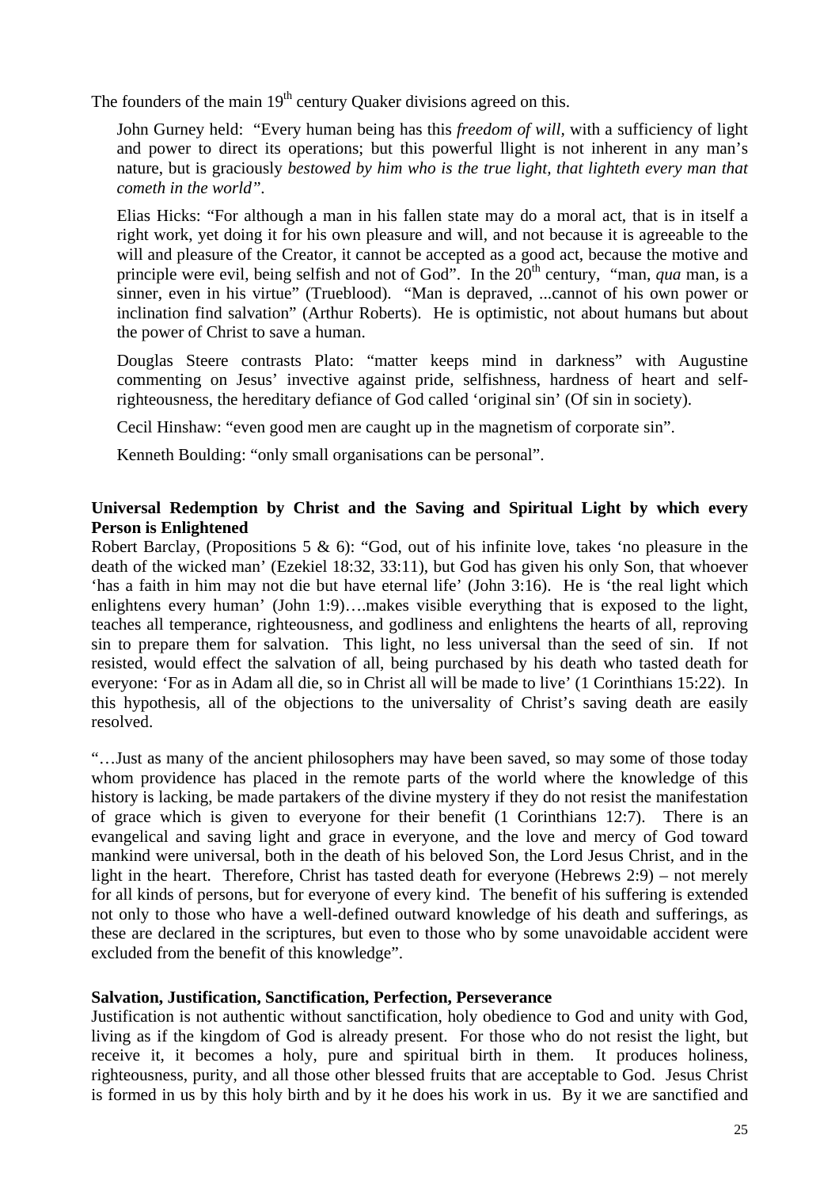The founders of the main 19th century Quaker divisions agreed on this.

> John Gurney held: "Every human being has this *freedom of will*, with a sufficiency of light and power to direct its operations; but this powerful llight is not inherent in any man's nature, but is graciously *bestowed by him who is the true light, that lighteth every man that cometh in the world"*.
>
> Elias Hicks: "For although a man in his fallen state may do a moral act, that is in itself a right work, yet doing it for his own pleasure and will, and not because it is agreeable to the will and pleasure of the Creator, it cannot be accepted as a good act, because the motive and principle were evil, being selfish and not of God". In the 20th century, "man, *qua* man, is a sinner, even in his virtue" (Trueblood). "Man is depraved, ...cannot of his own power or inclination find salvation" (Arthur Roberts). He is optimistic, not about humans but about the power of Christ to save a human.
>
> Douglas Steere contrasts Plato: "matter keeps mind in darkness" with Augustine commenting on Jesus' invective against pride, selfishness, hardness of heart and self-righteousness, the hereditary defiance of God called 'original sin' (Of sin in society).
>
> Cecil Hinshaw: "even good men are caught up in the magnetism of corporate sin".
>
> Kenneth Boulding: "only small organisations can be personal".

**Universal Redemption by Christ and the Saving and Spiritual Light by which every Person is Enlightened**

Robert Barclay, (Propositions 5 & 6): "God, out of his infinite love, takes 'no pleasure in the death of the wicked man' (Ezekiel 18:32, 33:11), but God has given his only Son, that whoever 'has a faith in him may not die but have eternal life' (John 3:16). He is 'the real light which enlightens every human' (John 1:9)….makes visible everything that is exposed to the light, teaches all temperance, righteousness, and godliness and enlightens the hearts of all, reproving sin to prepare them for salvation. This light, no less universal than the seed of sin. If not resisted, would effect the salvation of all, being purchased by his death who tasted death for everyone: 'For as in Adam all die, so in Christ all will be made to live' (1 Corinthians 15:22). In this hypothesis, all of the objections to the universality of Christ's saving death are easily resolved.

"…Just as many of the ancient philosophers may have been saved, so may some of those today whom providence has placed in the remote parts of the world where the knowledge of this history is lacking, be made partakers of the divine mystery if they do not resist the manifestation of grace which is given to everyone for their benefit (1 Corinthians 12:7). There is an evangelical and saving light and grace in everyone, and the love and mercy of God toward mankind were universal, both in the death of his beloved Son, the Lord Jesus Christ, and in the light in the heart. Therefore, Christ has tasted death for everyone (Hebrews 2:9) – not merely for all kinds of persons, but for everyone of every kind. The benefit of his suffering is extended not only to those who have a well-defined outward knowledge of his death and sufferings, as these are declared in the scriptures, but even to those who by some unavoidable accident were excluded from the benefit of this knowledge".

**Salvation, Justification, Sanctification, Perfection, Perseverance**

Justification is not authentic without sanctification, holy obedience to God and unity with God, living as if the kingdom of God is already present. For those who do not resist the light, but receive it, it becomes a holy, pure and spiritual birth in them. It produces holiness, righteousness, purity, and all those other blessed fruits that are acceptable to God. Jesus Christ is formed in us by this holy birth and by it he does his work in us. By it we are sanctified and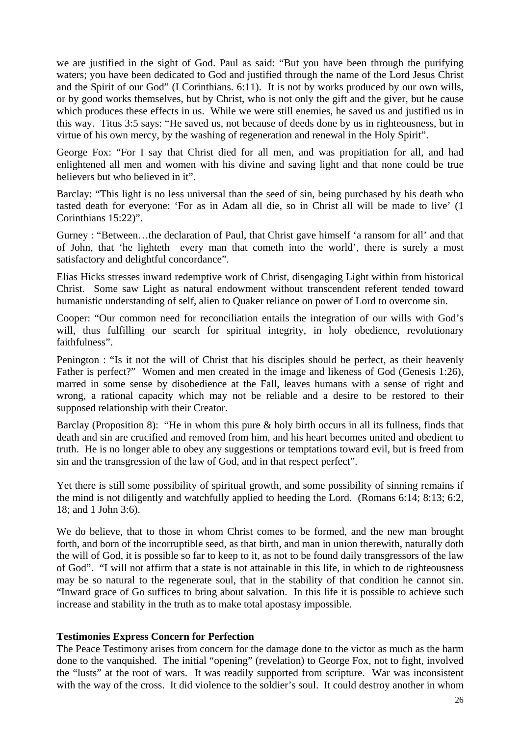we are justified in the sight of God. Paul as said: "But you have been through the purifying waters; you have been dedicated to God and justified through the name of the Lord Jesus Christ and the Spirit of our God" (I Corinthians. 6:11). It is not by works produced by our own wills, or by good works themselves, but by Christ, who is not only the gift and the giver, but he cause which produces these effects in us. While we were still enemies, he saved us and justified us in this way. Titus 3:5 says: "He saved us, not because of deeds done by us in righteousness, but in virtue of his own mercy, by the washing of regeneration and renewal in the Holy Spirit".

George Fox: "For I say that Christ died for all men, and was propitiation for all, and had enlightened all men and women with his divine and saving light and that none could be true believers but who believed in it".

Barclay: "This light is no less universal than the seed of sin, being purchased by his death who tasted death for everyone: 'For as in Adam all die, so in Christ all will be made to live' (1 Corinthians 15:22)".

Gurney : "Between…the declaration of Paul, that Christ gave himself 'a ransom for all' and that of John, that 'he lighteth every man that cometh into the world', there is surely a most satisfactory and delightful concordance".

Elias Hicks stresses inward redemptive work of Christ, disengaging Light within from historical Christ. Some saw Light as natural endowment without transcendent referent tended toward humanistic understanding of self, alien to Quaker reliance on power of Lord to overcome sin.

Cooper: "Our common need for reconciliation entails the integration of our wills with God's will, thus fulfilling our search for spiritual integrity, in holy obedience, revolutionary faithfulness".

Penington : "Is it not the will of Christ that his disciples should be perfect, as their heavenly Father is perfect?" Women and men created in the image and likeness of God (Genesis 1:26), marred in some sense by disobedience at the Fall, leaves humans with a sense of right and wrong, a rational capacity which may not be reliable and a desire to be restored to their supposed relationship with their Creator.

Barclay (Proposition 8): "He in whom this pure & holy birth occurs in all its fullness, finds that death and sin are crucified and removed from him, and his heart becomes united and obedient to truth. He is no longer able to obey any suggestions or temptations toward evil, but is freed from sin and the transgression of the law of God, and in that respect perfect".

Yet there is still some possibility of spiritual growth, and some possibility of sinning remains if the mind is not diligently and watchfully applied to heeding the Lord. (Romans 6:14; 8:13; 6:2, 18; and 1 John 3:6).

We do believe, that to those in whom Christ comes to be formed, and the new man brought forth, and born of the incorruptible seed, as that birth, and man in union therewith, naturally doth the will of God, it is possible so far to keep to it, as not to be found daily transgressors of the law of God". "I will not affirm that a state is not attainable in this life, in which to de righteousness may be so natural to the regenerate soul, that in the stability of that condition he cannot sin. "Inward grace of Go suffices to bring about salvation. In this life it is possible to achieve such increase and stability in the truth as to make total apostasy impossible.

**Testimonies Express Concern for Perfection**

The Peace Testimony arises from concern for the damage done to the victor as much as the harm done to the vanquished. The initial "opening" (revelation) to George Fox, not to fight, involved the "lusts" at the root of wars. It was readily supported from scripture. War was inconsistent with the way of the cross. It did violence to the soldier's soul. It could destroy another in whom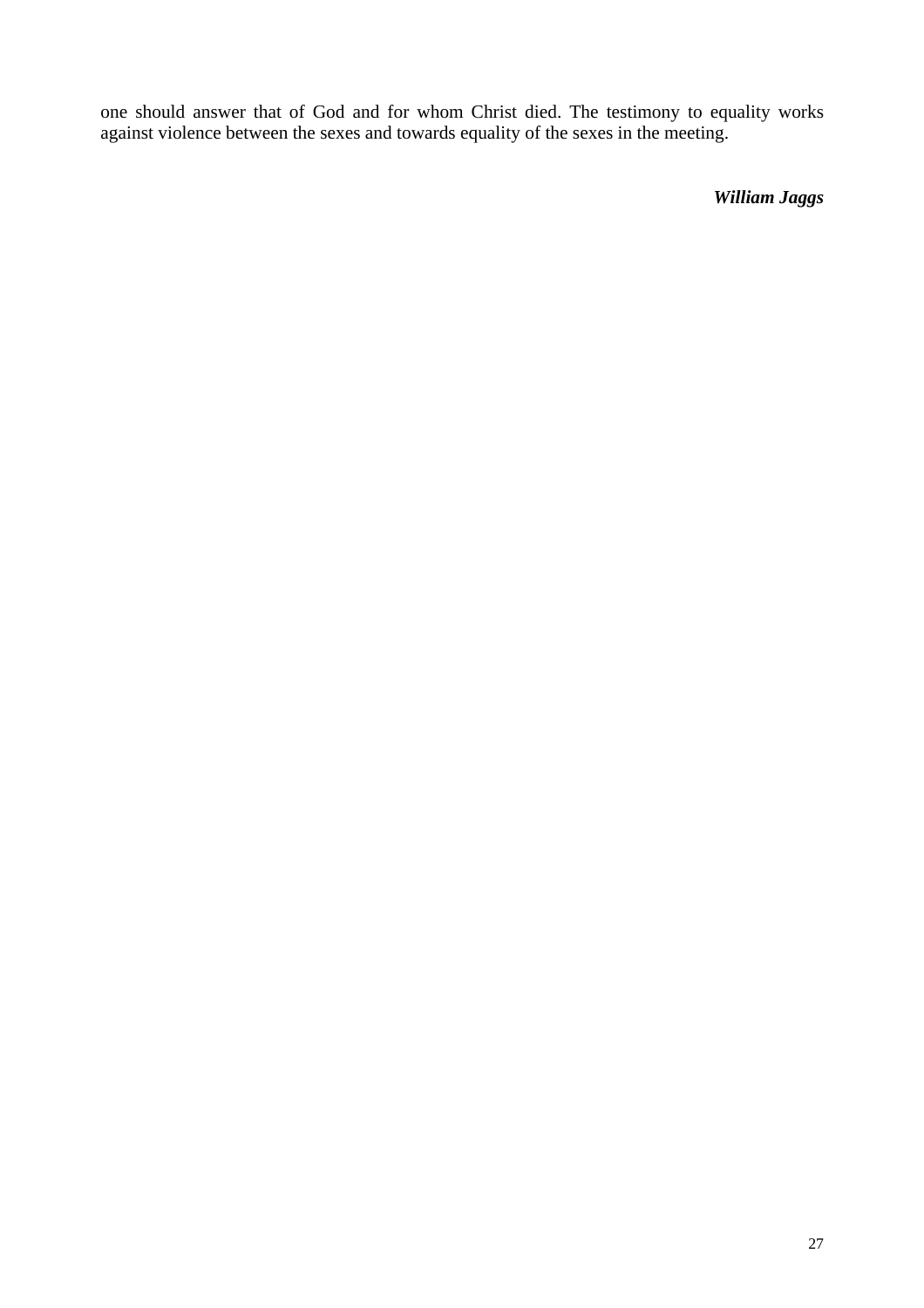one should answer that of God and for whom Christ died. The testimony to equality works against violence between the sexes and towards equality of the sexes in the meeting.

***William Jaggs***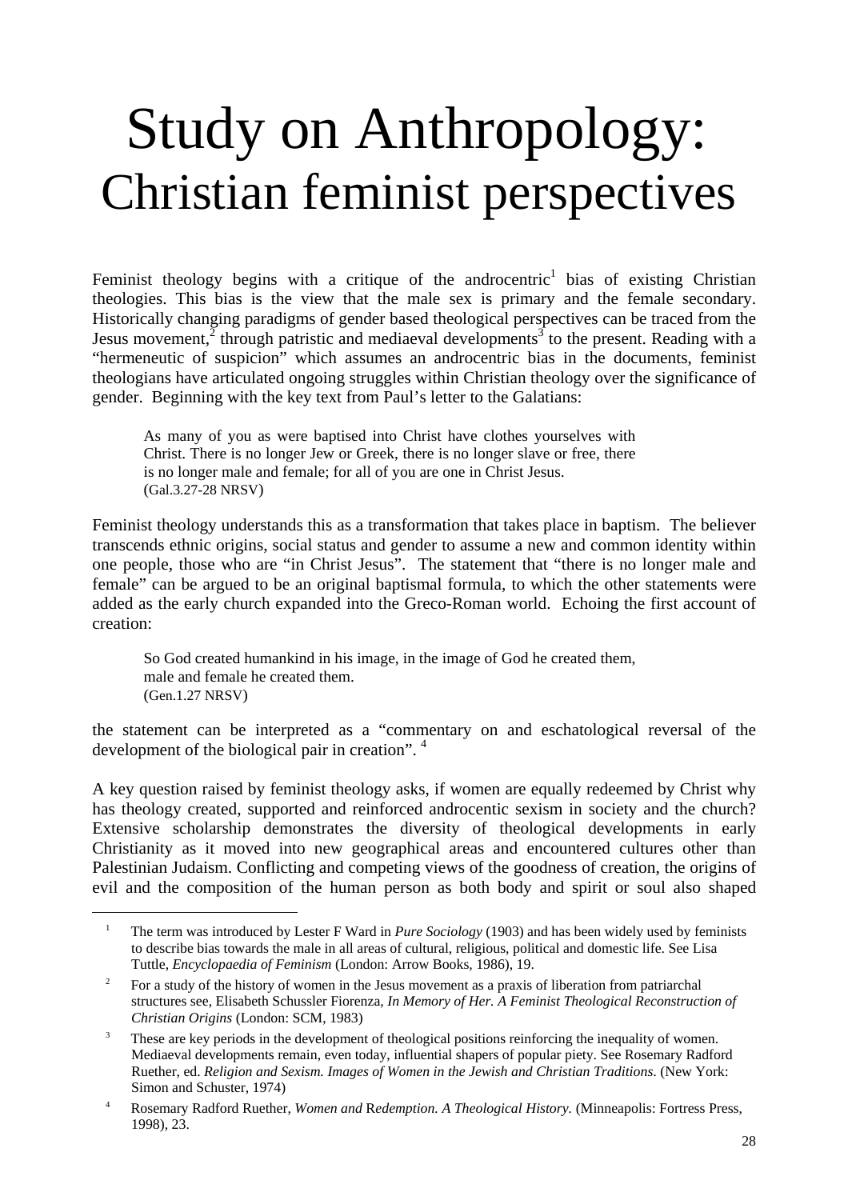# Study on Anthropology:
## Christian feminist perspectives

Feminist theology begins with a critique of the androcentric[1] bias of existing Christian theologies. This bias is the view that the male sex is primary and the female secondary. Historically changing paradigms of gender based theological perspectives can be traced from the Jesus movement,[2] through patristic and mediaeval developments[3] to the present. Reading with a "hermeneutic of suspicion" which assumes an androcentric bias in the documents, feminist theologians have articulated ongoing struggles within Christian theology over the significance of gender. Beginning with the key text from Paul's letter to the Galatians:

> As many of you as were baptised into Christ have clothes yourselves with Christ. There is no longer Jew or Greek, there is no longer slave or free, there is no longer male and female; for all of you are one in Christ Jesus.
> (Gal.3.27-28 NRSV)

Feminist theology understands this as a transformation that takes place in baptism. The believer transcends ethnic origins, social status and gender to assume a new and common identity within one people, those who are "in Christ Jesus". The statement that "there is no longer male and female" can be argued to be an original baptismal formula, to which the other statements were added as the early church expanded into the Greco-Roman world. Echoing the first account of creation:

> So God created humankind in his image, in the image of God he created them, male and female he created them.
> (Gen.1.27 NRSV)

the statement can be interpreted as a "commentary on and eschatological reversal of the development of the biological pair in creation". [4]

A key question raised by feminist theology asks, if women are equally redeemed by Christ why has theology created, supported and reinforced androcentic sexism in society and the church? Extensive scholarship demonstrates the diversity of theological developments in early Christianity as it moved into new geographical areas and encountered cultures other than Palestinian Judaism. Conflicting and competing views of the goodness of creation, the origins of evil and the composition of the human person as both body and spirit or soul also shaped

---

[1] The term was introduced by Lester F Ward in *Pure Sociology* (1903) and has been widely used by feminists to describe bias towards the male in all areas of cultural, religious, political and domestic life. See Lisa Tuttle, *Encyclopaedia of Feminism* (London: Arrow Books, 1986), 19.

[2] For a study of the history of women in the Jesus movement as a praxis of liberation from patriarchal structures see, Elisabeth Schussler Fiorenza, *In Memory of Her. A Feminist Theological Reconstruction of Christian Origins* (London: SCM, 1983)

[3] These are key periods in the development of theological positions reinforcing the inequality of women. Mediaeval developments remain, even today, influential shapers of popular piety. See Rosemary Radford Ruether, ed. *Religion and Sexism. Images of Women in the Jewish and Christian Traditions.* (New York: Simon and Schuster, 1974)

[4] Rosemary Radford Ruether, *Women and Redemption. A Theological History.* (Minneapolis: Fortress Press, 1998), 23.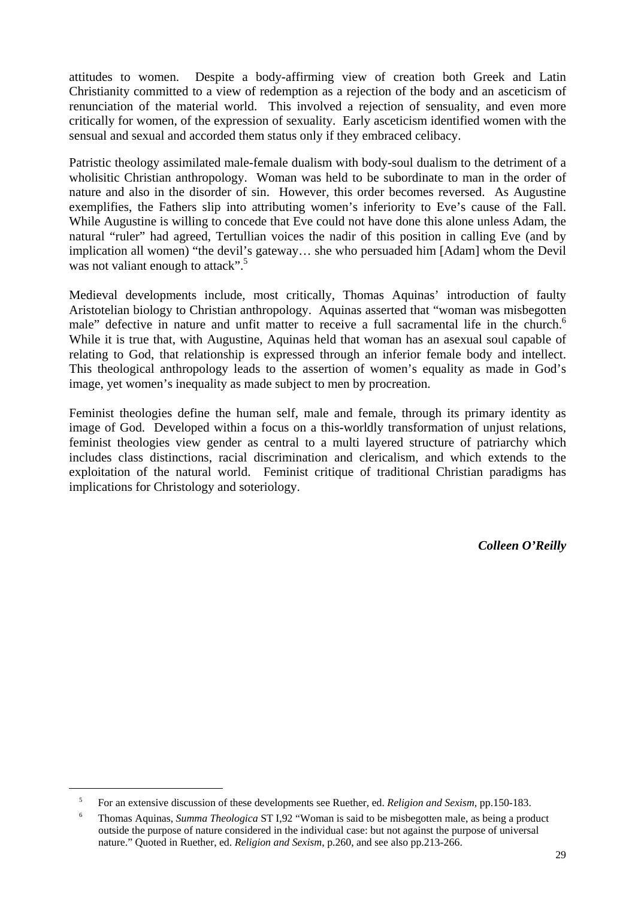attitudes to women. Despite a body-affirming view of creation both Greek and Latin Christianity committed to a view of redemption as a rejection of the body and an asceticism of renunciation of the material world. This involved a rejection of sensuality, and even more critically for women, of the expression of sexuality. Early asceticism identified women with the sensual and sexual and accorded them status only if they embraced celibacy.

Patristic theology assimilated male-female dualism with body-soul dualism to the detriment of a wholisitic Christian anthropology. Woman was held to be subordinate to man in the order of nature and also in the disorder of sin. However, this order becomes reversed. As Augustine exemplifies, the Fathers slip into attributing women's inferiority to Eve's cause of the Fall. While Augustine is willing to concede that Eve could not have done this alone unless Adam, the natural "ruler" had agreed, Tertullian voices the nadir of this position in calling Eve (and by implication all women) "the devil's gateway… she who persuaded him [Adam] whom the Devil was not valiant enough to attack".[5]

Medieval developments include, most critically, Thomas Aquinas' introduction of faulty Aristotelian biology to Christian anthropology. Aquinas asserted that "woman was misbegotten male" defective in nature and unfit matter to receive a full sacramental life in the church.[6] While it is true that, with Augustine, Aquinas held that woman has an asexual soul capable of relating to God, that relationship is expressed through an inferior female body and intellect. This theological anthropology leads to the assertion of women's equality as made in God's image, yet women's inequality as made subject to men by procreation.

Feminist theologies define the human self, male and female, through its primary identity as image of God. Developed within a focus on a this-worldly transformation of unjust relations, feminist theologies view gender as central to a multi layered structure of patriarchy which includes class distinctions, racial discrimination and clericalism, and which extends to the exploitation of the natural world. Feminist critique of traditional Christian paradigms has implications for Christology and soteriology.

***Colleen O'Reilly***

---

[5] For an extensive discussion of these developments see Ruether, ed. *Religion and Sexism*, pp.150-183.

[6] Thomas Aquinas, *Summa Theologica* ST I,92 "Woman is said to be misbegotten male, as being a product outside the purpose of nature considered in the individual case: but not against the purpose of universal nature." Quoted in Ruether, ed. *Religion and Sexism*, p.260, and see also pp.213-266.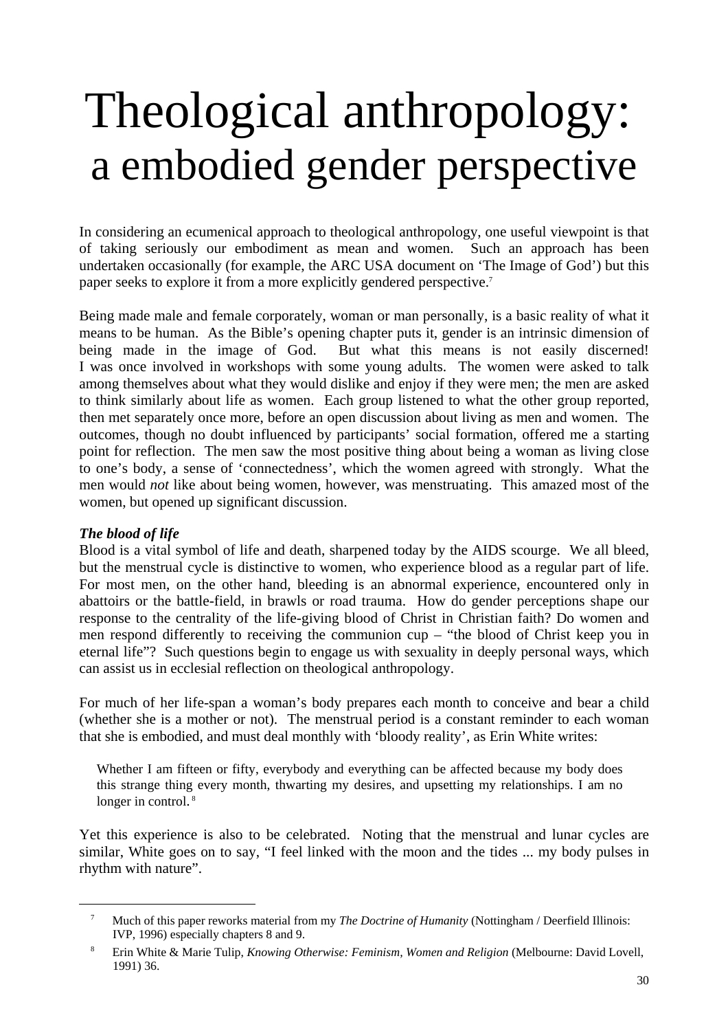# Theological anthropology: a embodied gender perspective

In considering an ecumenical approach to theological anthropology, one useful viewpoint is that of taking seriously our embodiment as mean and women. Such an approach has been undertaken occasionally (for example, the ARC USA document on 'The Image of God') but this paper seeks to explore it from a more explicitly gendered perspective.[7]

Being made male and female corporately, woman or man personally, is a basic reality of what it means to be human. As the Bible's opening chapter puts it, gender is an intrinsic dimension of being made in the image of God. But what this means is not easily discerned! I was once involved in workshops with some young adults. The women were asked to talk among themselves about what they would dislike and enjoy if they were men; the men are asked to think similarly about life as women. Each group listened to what the other group reported, then met separately once more, before an open discussion about living as men and women. The outcomes, though no doubt influenced by participants' social formation, offered me a starting point for reflection. The men saw the most positive thing about being a woman as living close to one's body, a sense of 'connectedness', which the women agreed with strongly. What the men would *not* like about being women, however, was menstruating. This amazed most of the women, but opened up significant discussion.

***The blood of life***

Blood is a vital symbol of life and death, sharpened today by the AIDS scourge. We all bleed, but the menstrual cycle is distinctive to women, who experience blood as a regular part of life. For most men, on the other hand, bleeding is an abnormal experience, encountered only in abattoirs or the battle-field, in brawls or road trauma. How do gender perceptions shape our response to the centrality of the life-giving blood of Christ in Christian faith? Do women and men respond differently to receiving the communion cup – "the blood of Christ keep you in eternal life"? Such questions begin to engage us with sexuality in deeply personal ways, which can assist us in ecclesial reflection on theological anthropology.

For much of her life-span a woman's body prepares each month to conceive and bear a child (whether she is a mother or not). The menstrual period is a constant reminder to each woman that she is embodied, and must deal monthly with 'bloody reality', as Erin White writes:

> Whether I am fifteen or fifty, everybody and everything can be affected because my body does this strange thing every month, thwarting my desires, and upsetting my relationships. I am no longer in control.[8]

Yet this experience is also to be celebrated. Noting that the menstrual and lunar cycles are similar, White goes on to say, "I feel linked with the moon and the tides ... my body pulses in rhythm with nature".

---

[7] Much of this paper reworks material from my *The Doctrine of Humanity* (Nottingham / Deerfield Illinois: IVP, 1996) especially chapters 8 and 9.

[8] Erin White & Marie Tulip, *Knowing Otherwise: Feminism, Women and Religion* (Melbourne: David Lovell, 1991) 36.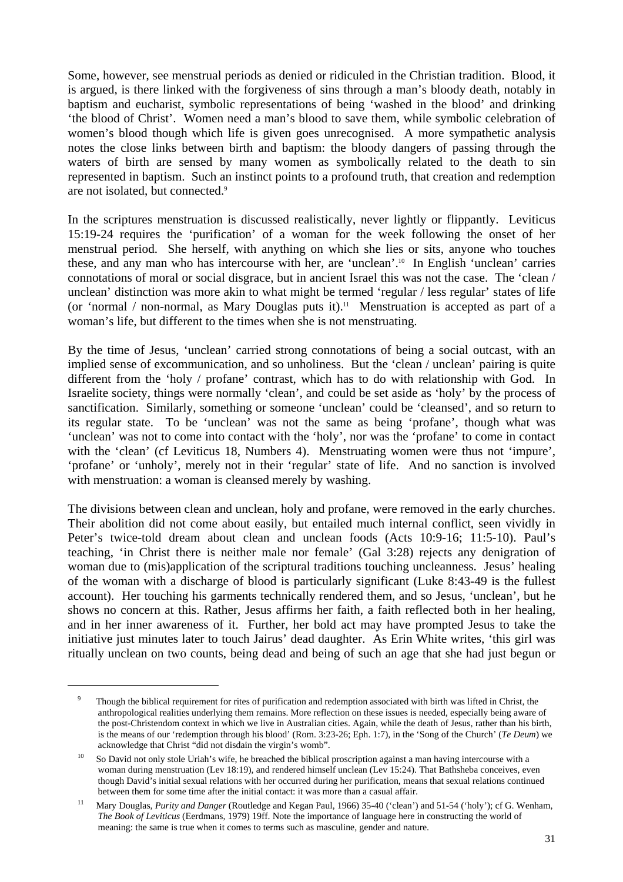Some, however, see menstrual periods as denied or ridiculed in the Christian tradition. Blood, it is argued, is there linked with the forgiveness of sins through a man's bloody death, notably in baptism and eucharist, symbolic representations of being 'washed in the blood' and drinking 'the blood of Christ'. Women need a man's blood to save them, while symbolic celebration of women's blood though which life is given goes unrecognised. A more sympathetic analysis notes the close links between birth and baptism: the bloody dangers of passing through the waters of birth are sensed by many women as symbolically related to the death to sin represented in baptism. Such an instinct points to a profound truth, that creation and redemption are not isolated, but connected.[9]

In the scriptures menstruation is discussed realistically, never lightly or flippantly. Leviticus 15:19-24 requires the 'purification' of a woman for the week following the onset of her menstrual period. She herself, with anything on which she lies or sits, anyone who touches these, and any man who has intercourse with her, are 'unclean'.[10] In English 'unclean' carries connotations of moral or social disgrace, but in ancient Israel this was not the case. The 'clean / unclean' distinction was more akin to what might be termed 'regular / less regular' states of life (or 'normal / non-normal, as Mary Douglas puts it).[11] Menstruation is accepted as part of a woman's life, but different to the times when she is not menstruating.

By the time of Jesus, 'unclean' carried strong connotations of being a social outcast, with an implied sense of excommunication, and so unholiness. But the 'clean / unclean' pairing is quite different from the 'holy / profane' contrast, which has to do with relationship with God. In Israelite society, things were normally 'clean', and could be set aside as 'holy' by the process of sanctification. Similarly, something or someone 'unclean' could be 'cleansed', and so return to its regular state. To be 'unclean' was not the same as being 'profane', though what was 'unclean' was not to come into contact with the 'holy', nor was the 'profane' to come in contact with the 'clean' (cf Leviticus 18, Numbers 4). Menstruating women were thus not 'impure', 'profane' or 'unholy', merely not in their 'regular' state of life. And no sanction is involved with menstruation: a woman is cleansed merely by washing.

The divisions between clean and unclean, holy and profane, were removed in the early churches. Their abolition did not come about easily, but entailed much internal conflict, seen vividly in Peter's twice-told dream about clean and unclean foods (Acts 10:9-16; 11:5-10). Paul's teaching, 'in Christ there is neither male nor female' (Gal 3:28) rejects any denigration of woman due to (mis)application of the scriptural traditions touching uncleanness. Jesus' healing of the woman with a discharge of blood is particularly significant (Luke 8:43-49 is the fullest account). Her touching his garments technically rendered them, and so Jesus, 'unclean', but he shows no concern at this. Rather, Jesus affirms her faith, a faith reflected both in her healing, and in her inner awareness of it. Further, her bold act may have prompted Jesus to take the initiative just minutes later to touch Jairus' dead daughter. As Erin White writes, 'this girl was ritually unclean on two counts, being dead and being of such an age that she had just begun or

---

[9] Though the biblical requirement for rites of purification and redemption associated with birth was lifted in Christ, the anthropological realities underlying them remains. More reflection on these issues is needed, especially being aware of the post-Christendom context in which we live in Australian cities. Again, while the death of Jesus, rather than his birth, is the means of our 'redemption through his blood' (Rom. 3:23-26; Eph. 1:7), in the 'Song of the Church' (*Te Deum*) we acknowledge that Christ "did not disdain the virgin's womb".

[10] So David not only stole Uriah's wife, he breached the biblical proscription against a man having intercourse with a woman during menstruation (Lev 18:19), and rendered himself unclean (Lev 15:24). That Bathsheba conceives, even though David's initial sexual relations with her occurred during her purification, means that sexual relations continued between them for some time after the initial contact: it was more than a casual affair.

[11] Mary Douglas, *Purity and Danger* (Routledge and Kegan Paul, 1966) 35-40 ('clean') and 51-54 ('holy'); cf G. Wenham, *The Book of Leviticus* (Eerdmans, 1979) 19ff. Note the importance of language here in constructing the world of meaning: the same is true when it comes to terms such as masculine, gender and nature.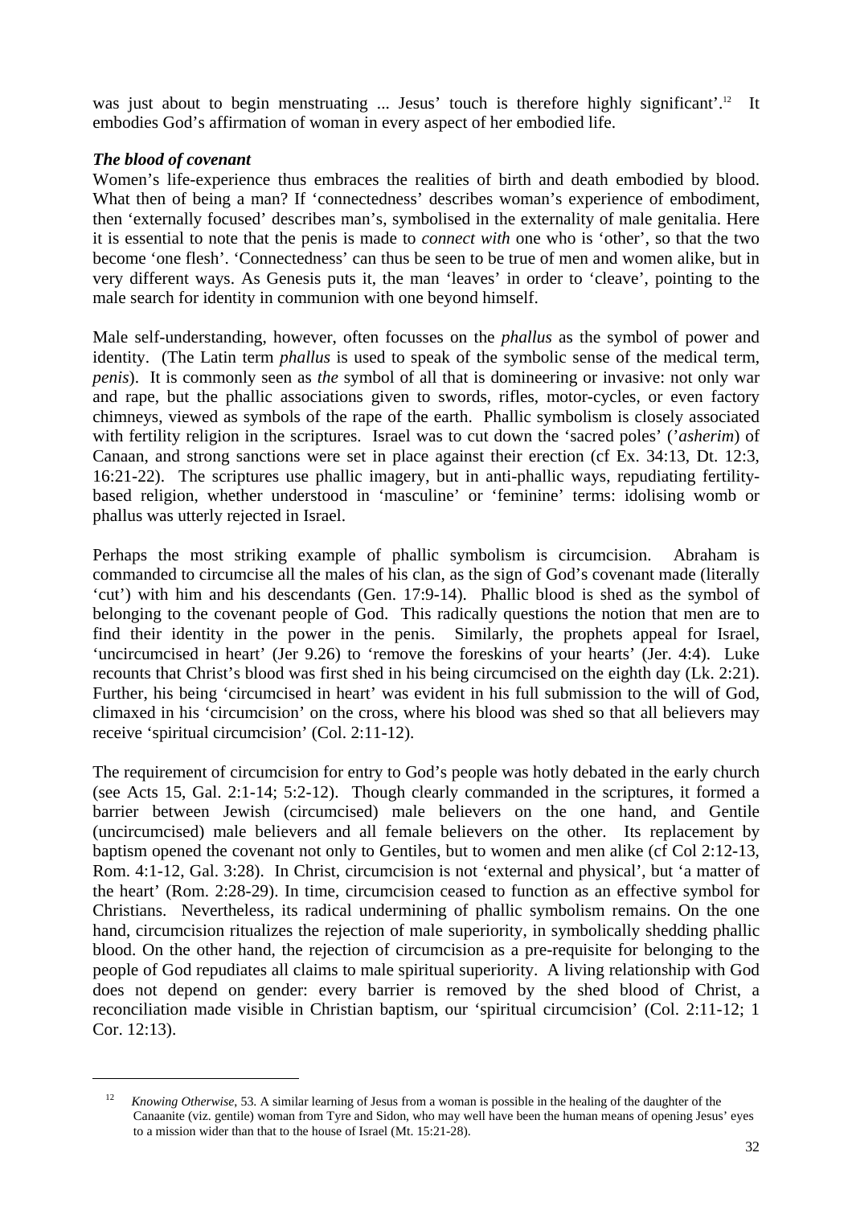was just about to begin menstruating ... Jesus' touch is therefore highly significant'.[12] It embodies God's affirmation of woman in every aspect of her embodied life.

***The blood of covenant***

Women's life-experience thus embraces the realities of birth and death embodied by blood. What then of being a man? If 'connectedness' describes woman's experience of embodiment, then 'externally focused' describes man's, symbolised in the externality of male genitalia. Here it is essential to note that the penis is made to *connect with* one who is 'other', so that the two become 'one flesh'. 'Connectedness' can thus be seen to be true of men and women alike, but in very different ways. As Genesis puts it, the man 'leaves' in order to 'cleave', pointing to the male search for identity in communion with one beyond himself.

Male self-understanding, however, often focusses on the *phallus* as the symbol of power and identity. (The Latin term *phallus* is used to speak of the symbolic sense of the medical term, *penis*). It is commonly seen as *the* symbol of all that is domineering or invasive: not only war and rape, but the phallic associations given to swords, rifles, motor-cycles, or even factory chimneys, viewed as symbols of the rape of the earth. Phallic symbolism is closely associated with fertility religion in the scriptures. Israel was to cut down the 'sacred poles' ('*asherim*) of Canaan, and strong sanctions were set in place against their erection (cf Ex. 34:13, Dt. 12:3, 16:21-22). The scriptures use phallic imagery, but in anti-phallic ways, repudiating fertility-based religion, whether understood in 'masculine' or 'feminine' terms: idolising womb or phallus was utterly rejected in Israel.

Perhaps the most striking example of phallic symbolism is circumcision. Abraham is commanded to circumcise all the males of his clan, as the sign of God's covenant made (literally 'cut') with him and his descendants (Gen. 17:9-14). Phallic blood is shed as the symbol of belonging to the covenant people of God. This radically questions the notion that men are to find their identity in the power in the penis. Similarly, the prophets appeal for Israel, 'uncircumcised in heart' (Jer 9.26) to 'remove the foreskins of your hearts' (Jer. 4:4). Luke recounts that Christ's blood was first shed in his being circumcised on the eighth day (Lk. 2:21). Further, his being 'circumcised in heart' was evident in his full submission to the will of God, climaxed in his 'circumcision' on the cross, where his blood was shed so that all believers may receive 'spiritual circumcision' (Col. 2:11-12).

The requirement of circumcision for entry to God's people was hotly debated in the early church (see Acts 15, Gal. 2:1-14; 5:2-12). Though clearly commanded in the scriptures, it formed a barrier between Jewish (circumcised) male believers on the one hand, and Gentile (uncircumcised) male believers and all female believers on the other. Its replacement by baptism opened the covenant not only to Gentiles, but to women and men alike (cf Col 2:12-13, Rom. 4:1-12, Gal. 3:28). In Christ, circumcision is not 'external and physical', but 'a matter of the heart' (Rom. 2:28-29). In time, circumcision ceased to function as an effective symbol for Christians. Nevertheless, its radical undermining of phallic symbolism remains. On the one hand, circumcision ritualizes the rejection of male superiority, in symbolically shedding phallic blood. On the other hand, the rejection of circumcision as a pre-requisite for belonging to the people of God repudiates all claims to male spiritual superiority. A living relationship with God does not depend on gender: every barrier is removed by the shed blood of Christ, a reconciliation made visible in Christian baptism, our 'spiritual circumcision' (Col. 2:11-12; 1 Cor. 12:13).

---

[12] *Knowing Otherwise*, 53. A similar learning of Jesus from a woman is possible in the healing of the daughter of the Canaanite (viz. gentile) woman from Tyre and Sidon, who may well have been the human means of opening Jesus' eyes to a mission wider than that to the house of Israel (Mt. 15:21-28).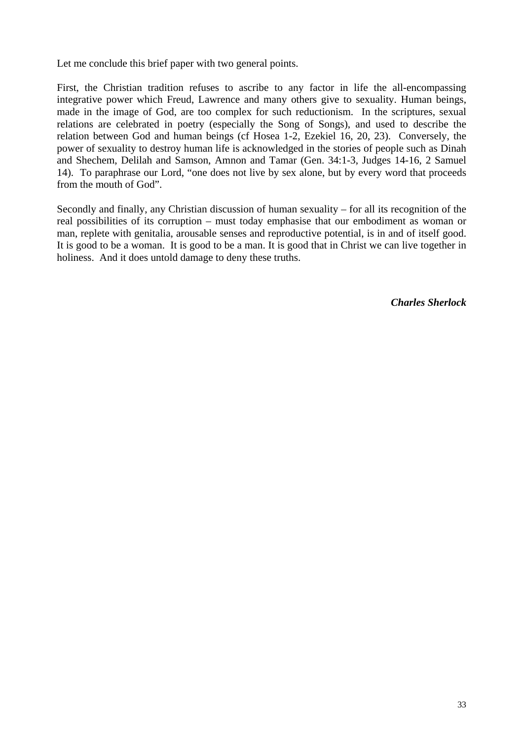Let me conclude this brief paper with two general points.

First, the Christian tradition refuses to ascribe to any factor in life the all-encompassing integrative power which Freud, Lawrence and many others give to sexuality. Human beings, made in the image of God, are too complex for such reductionism. In the scriptures, sexual relations are celebrated in poetry (especially the Song of Songs), and used to describe the relation between God and human beings (cf Hosea 1-2, Ezekiel 16, 20, 23). Conversely, the power of sexuality to destroy human life is acknowledged in the stories of people such as Dinah and Shechem, Delilah and Samson, Amnon and Tamar (Gen. 34:1-3, Judges 14-16, 2 Samuel 14). To paraphrase our Lord, "one does not live by sex alone, but by every word that proceeds from the mouth of God".

Secondly and finally, any Christian discussion of human sexuality – for all its recognition of the real possibilities of its corruption – must today emphasise that our embodiment as woman or man, replete with genitalia, arousable senses and reproductive potential, is in and of itself good. It is good to be a woman. It is good to be a man. It is good that in Christ we can live together in holiness. And it does untold damage to deny these truths.

***Charles Sherlock***